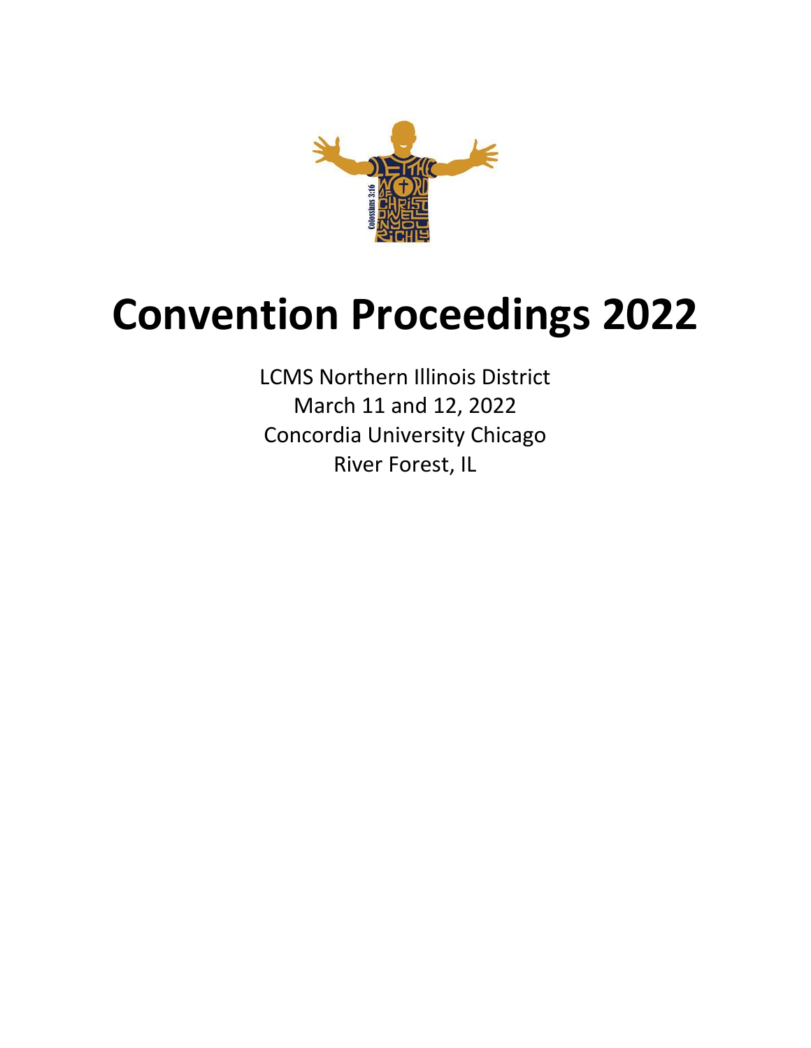# Convention Proceedings 2022

LCMS Northern Illinois District
March 11 and 12, 2022
Concordia University Chicago
River Forest, IL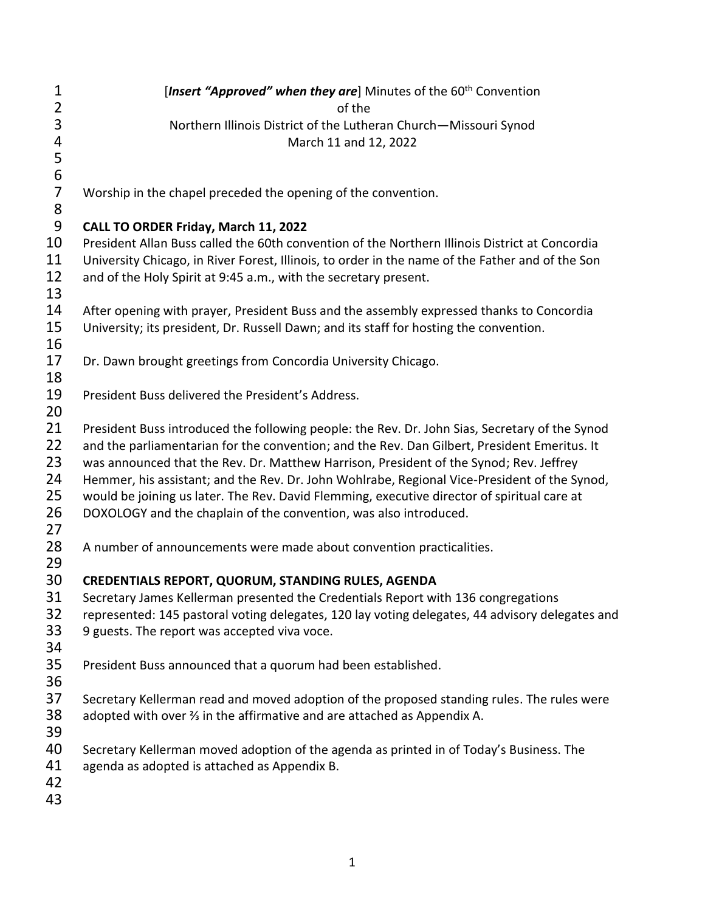[*Insert "Approved" when they are*] Minutes of the 60th Convention
of the
Northern Illinois District of the Lutheran Church—Missouri Synod
March 11 and 12, 2022

Worship in the chapel preceded the opening of the convention.

**CALL TO ORDER Friday, March 11, 2022**

President Allan Buss called the 60th convention of the Northern Illinois District at Concordia University Chicago, in River Forest, Illinois, to order in the name of the Father and of the Son and of the Holy Spirit at 9:45 a.m., with the secretary present.

After opening with prayer, President Buss and the assembly expressed thanks to Concordia University; its president, Dr. Russell Dawn; and its staff for hosting the convention.

Dr. Dawn brought greetings from Concordia University Chicago.

President Buss delivered the President's Address.

President Buss introduced the following people: the Rev. Dr. John Sias, Secretary of the Synod and the parliamentarian for the convention; and the Rev. Dan Gilbert, President Emeritus. It was announced that the Rev. Dr. Matthew Harrison, President of the Synod; Rev. Jeffrey Hemmer, his assistant; and the Rev. Dr. John Wohlrabe, Regional Vice-President of the Synod, would be joining us later. The Rev. David Flemming, executive director of spiritual care at DOXOLOGY and the chaplain of the convention, was also introduced.

A number of announcements were made about convention practicalities.

**CREDENTIALS REPORT, QUORUM, STANDING RULES, AGENDA**

Secretary James Kellerman presented the Credentials Report with 136 congregations represented: 145 pastoral voting delegates, 120 lay voting delegates, 44 advisory delegates and 9 guests. The report was accepted viva voce.

President Buss announced that a quorum had been established.

Secretary Kellerman read and moved adoption of the proposed standing rules. The rules were adopted with over ⅔ in the affirmative and are attached as Appendix A.

Secretary Kellerman moved adoption of the agenda as printed in of Today's Business. The agenda as adopted is attached as Appendix B.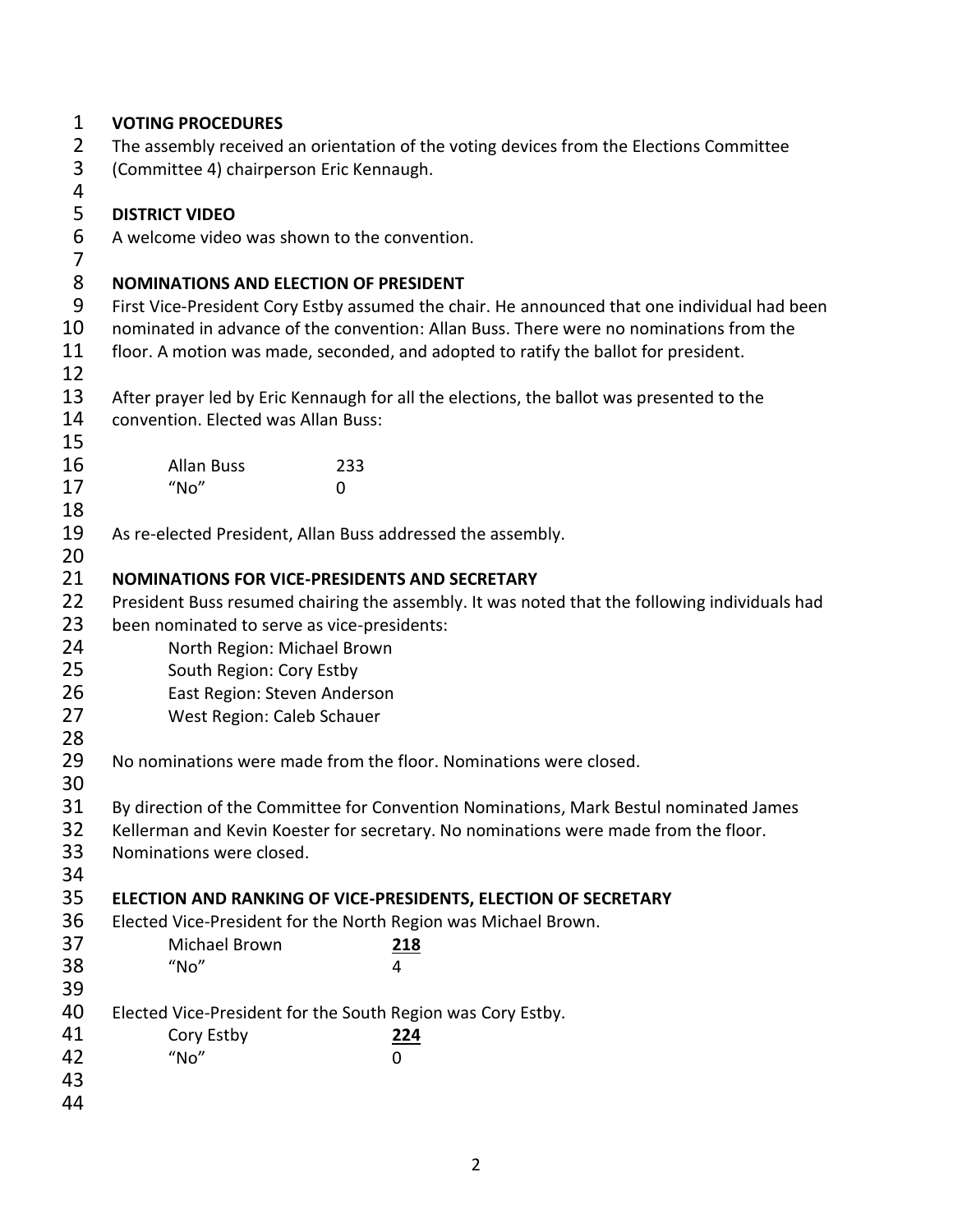**VOTING PROCEDURES**

The assembly received an orientation of the voting devices from the Elections Committee (Committee 4) chairperson Eric Kennaugh.

**DISTRICT VIDEO**

A welcome video was shown to the convention.

**NOMINATIONS AND ELECTION OF PRESIDENT**

First Vice-President Cory Estby assumed the chair. He announced that one individual had been nominated in advance of the convention: Allan Buss. There were no nominations from the floor. A motion was made, seconded, and adopted to ratify the ballot for president.

After prayer led by Eric Kennaugh for all the elections, the ballot was presented to the convention. Elected was Allan Buss:

| | |
|---|---|
| Allan Buss | 233 |
| "No" | 0 |

As re-elected President, Allan Buss addressed the assembly.

**NOMINATIONS FOR VICE-PRESIDENTS AND SECRETARY**

President Buss resumed chairing the assembly. It was noted that the following individuals had been nominated to serve as vice-presidents:

North Region: Michael Brown
South Region: Cory Estby
East Region: Steven Anderson
West Region: Caleb Schauer

No nominations were made from the floor. Nominations were closed.

By direction of the Committee for Convention Nominations, Mark Bestul nominated James Kellerman and Kevin Koester for secretary. No nominations were made from the floor. Nominations were closed.

**ELECTION AND RANKING OF VICE-PRESIDENTS, ELECTION OF SECRETARY**

Elected Vice-President for the North Region was Michael Brown.

| | |
|---|---|
| Michael Brown | **218** |
| "No" | 4 |

Elected Vice-President for the South Region was Cory Estby.

| | |
|---|---|
| Cory Estby | **224** |
| "No" | 0 |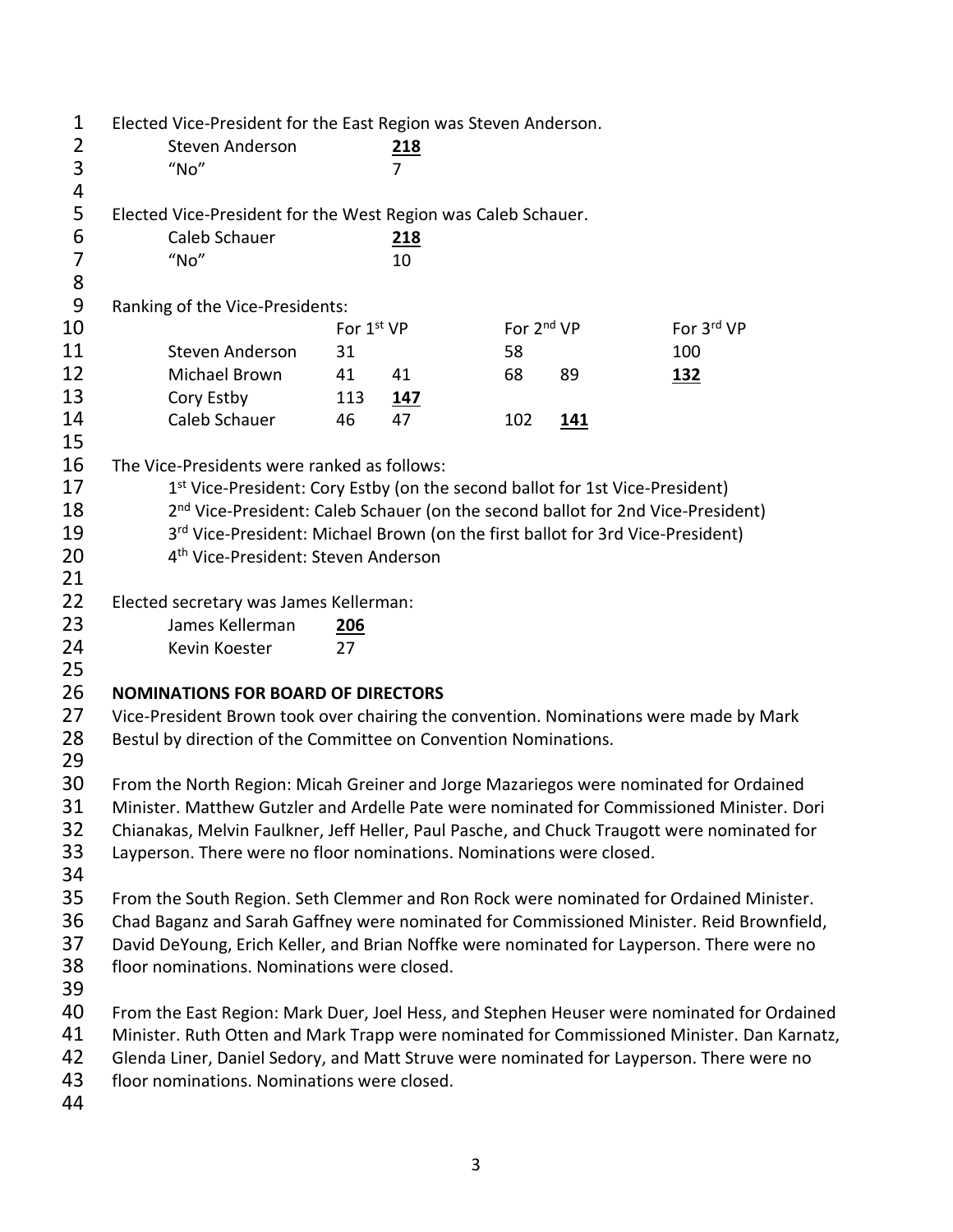Elected Vice-President for the East Region was Steven Anderson.

| | |
|---|---|
| Steven Anderson | **218** |
| "No" | 7 |

Elected Vice-President for the West Region was Caleb Schauer.

| | |
|---|---|
| Caleb Schauer | **218** |
| "No" | 10 |

Ranking of the Vice-Presidents:

| | For 1st VP | | For 2nd VP | | For 3rd VP |
|---|---|---|---|---|---|
| Steven Anderson | 31 | | 58 | | 100 |
| Michael Brown | 41 | 41 | 68 | 89 | **132** |
| Cory Estby | 113 | **147** | | | |
| Caleb Schauer | 46 | 47 | 102 | **141** | |

The Vice-Presidents were ranked as follows:

1st Vice-President: Cory Estby (on the second ballot for 1st Vice-President)
2nd Vice-President: Caleb Schauer (on the second ballot for 2nd Vice-President)
3rd Vice-President: Michael Brown (on the first ballot for 3rd Vice-President)
4th Vice-President: Steven Anderson

Elected secretary was James Kellerman:

| | |
|---|---|
| James Kellerman | **206** |
| Kevin Koester | 27 |

**NOMINATIONS FOR BOARD OF DIRECTORS**

Vice-President Brown took over chairing the convention. Nominations were made by Mark Bestul by direction of the Committee on Convention Nominations.

From the North Region: Micah Greiner and Jorge Mazariegos were nominated for Ordained Minister. Matthew Gutzler and Ardelle Pate were nominated for Commissioned Minister. Dori Chianakas, Melvin Faulkner, Jeff Heller, Paul Pasche, and Chuck Traugott were nominated for Layperson. There were no floor nominations. Nominations were closed.

From the South Region. Seth Clemmer and Ron Rock were nominated for Ordained Minister. Chad Baganz and Sarah Gaffney were nominated for Commissioned Minister. Reid Brownfield, David DeYoung, Erich Keller, and Brian Noffke were nominated for Layperson. There were no floor nominations. Nominations were closed.

From the East Region: Mark Duer, Joel Hess, and Stephen Heuser were nominated for Ordained Minister. Ruth Otten and Mark Trapp were nominated for Commissioned Minister. Dan Karnatz, Glenda Liner, Daniel Sedory, and Matt Struve were nominated for Layperson. There were no floor nominations. Nominations were closed.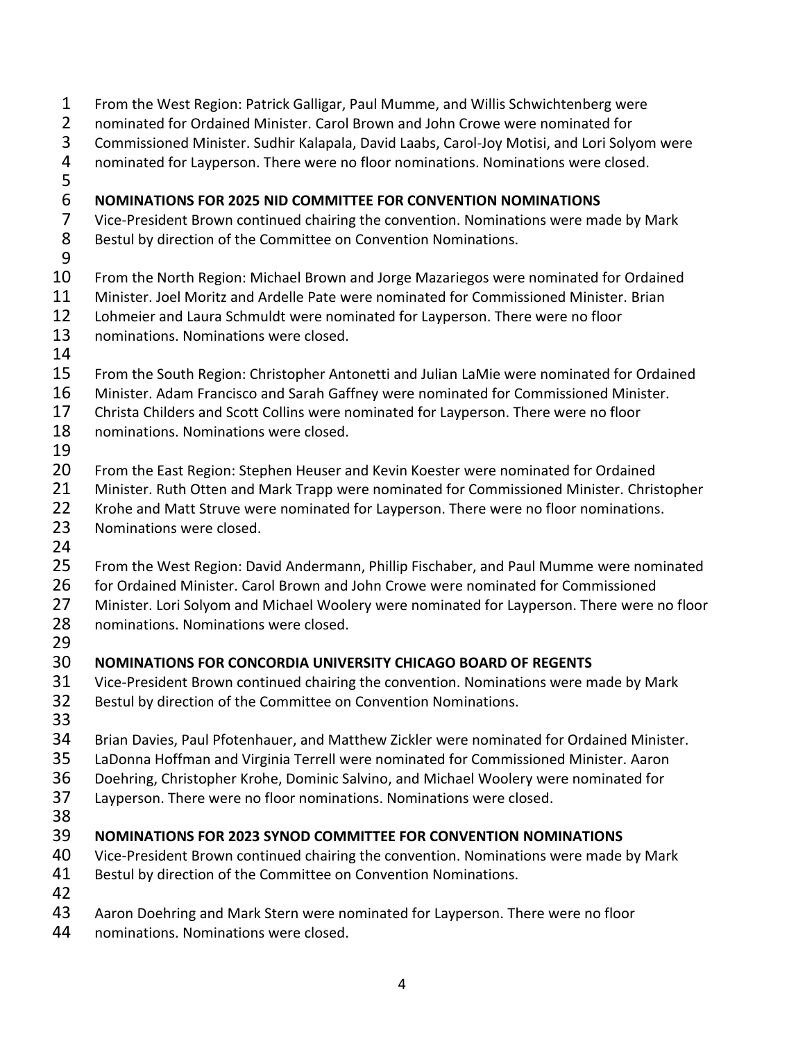From the West Region: Patrick Galligar, Paul Mumme, and Willis Schwichtenberg were nominated for Ordained Minister. Carol Brown and John Crowe were nominated for Commissioned Minister. Sudhir Kalapala, David Laabs, Carol-Joy Motisi, and Lori Solyom were nominated for Layperson. There were no floor nominations. Nominations were closed.

## NOMINATIONS FOR 2025 NID COMMITTEE FOR CONVENTION NOMINATIONS

Vice-President Brown continued chairing the convention. Nominations were made by Mark Bestul by direction of the Committee on Convention Nominations.

From the North Region: Michael Brown and Jorge Mazariegos were nominated for Ordained Minister. Joel Moritz and Ardelle Pate were nominated for Commissioned Minister. Brian Lohmeier and Laura Schmuldt were nominated for Layperson. There were no floor nominations. Nominations were closed.

From the South Region: Christopher Antonetti and Julian LaMie were nominated for Ordained Minister. Adam Francisco and Sarah Gaffney were nominated for Commissioned Minister. Christa Childers and Scott Collins were nominated for Layperson. There were no floor nominations. Nominations were closed.

From the East Region: Stephen Heuser and Kevin Koester were nominated for Ordained Minister. Ruth Otten and Mark Trapp were nominated for Commissioned Minister. Christopher Krohe and Matt Struve were nominated for Layperson. There were no floor nominations. Nominations were closed.

From the West Region: David Andermann, Phillip Fischaber, and Paul Mumme were nominated for Ordained Minister. Carol Brown and John Crowe were nominated for Commissioned Minister. Lori Solyom and Michael Woolery were nominated for Layperson. There were no floor nominations. Nominations were closed.

## NOMINATIONS FOR CONCORDIA UNIVERSITY CHICAGO BOARD OF REGENTS

Vice-President Brown continued chairing the convention. Nominations were made by Mark Bestul by direction of the Committee on Convention Nominations.

Brian Davies, Paul Pfotenhauer, and Matthew Zickler were nominated for Ordained Minister. LaDonna Hoffman and Virginia Terrell were nominated for Commissioned Minister. Aaron Doehring, Christopher Krohe, Dominic Salvino, and Michael Woolery were nominated for Layperson. There were no floor nominations. Nominations were closed.

## NOMINATIONS FOR 2023 SYNOD COMMITTEE FOR CONVENTION NOMINATIONS

Vice-President Brown continued chairing the convention. Nominations were made by Mark Bestul by direction of the Committee on Convention Nominations.

Aaron Doehring and Mark Stern were nominated for Layperson. There were no floor nominations. Nominations were closed.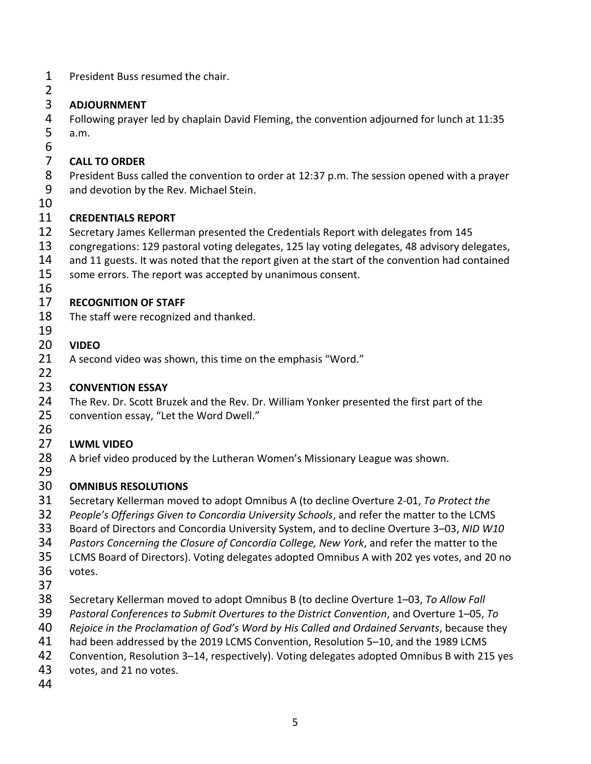President Buss resumed the chair.

**ADJOURNMENT**

Following prayer led by chaplain David Fleming, the convention adjourned for lunch at 11:35 a.m.

**CALL TO ORDER**

President Buss called the convention to order at 12:37 p.m. The session opened with a prayer and devotion by the Rev. Michael Stein.

**CREDENTIALS REPORT**

Secretary James Kellerman presented the Credentials Report with delegates from 145 congregations: 129 pastoral voting delegates, 125 lay voting delegates, 48 advisory delegates, and 11 guests. It was noted that the report given at the start of the convention had contained some errors. The report was accepted by unanimous consent.

**RECOGNITION OF STAFF**

The staff were recognized and thanked.

**VIDEO**

A second video was shown, this time on the emphasis "Word."

**CONVENTION ESSAY**

The Rev. Dr. Scott Bruzek and the Rev. Dr. William Yonker presented the first part of the convention essay, "Let the Word Dwell."

**LWML VIDEO**

A brief video produced by the Lutheran Women's Missionary League was shown.

**OMNIBUS RESOLUTIONS**

Secretary Kellerman moved to adopt Omnibus A (to decline Overture 2-01, *To Protect the People's Offerings Given to Concordia University Schools*, and refer the matter to the LCMS Board of Directors and Concordia University System, and to decline Overture 3–03, *NID W10 Pastors Concerning the Closure of Concordia College, New York*, and refer the matter to the LCMS Board of Directors). Voting delegates adopted Omnibus A with 202 yes votes, and 20 no votes.

Secretary Kellerman moved to adopt Omnibus B (to decline Overture 1–03, *To Allow Fall Pastoral Conferences to Submit Overtures to the District Convention*, and Overture 1–05, *To Rejoice in the Proclamation of God's Word by His Called and Ordained Servants*, because they had been addressed by the 2019 LCMS Convention, Resolution 5–10, and the 1989 LCMS Convention, Resolution 3–14, respectively). Voting delegates adopted Omnibus B with 215 yes votes, and 21 no votes.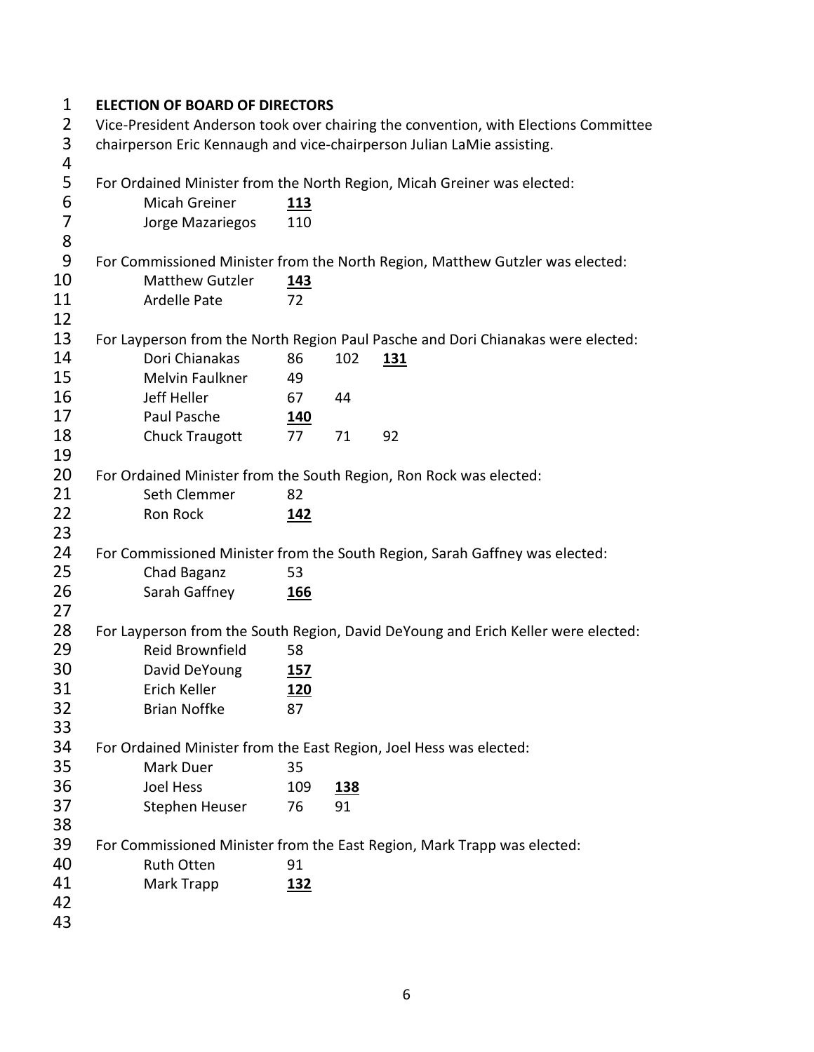**ELECTION OF BOARD OF DIRECTORS**

Vice-President Anderson took over chairing the convention, with Elections Committee chairperson Eric Kennaugh and vice-chairperson Julian LaMie assisting.

For Ordained Minister from the North Region, Micah Greiner was elected:

| | |
|---|---|
| Micah Greiner | **113** |
| Jorge Mazariegos | 110 |

For Commissioned Minister from the North Region, Matthew Gutzler was elected:

| | |
|---|---|
| Matthew Gutzler | **143** |
| Ardelle Pate | 72 |

For Layperson from the North Region Paul Pasche and Dori Chianakas were elected:

| | | | |
|---|---|---|---|
| Dori Chianakas | 86 | 102 | **131** |
| Melvin Faulkner | 49 | | |
| Jeff Heller | 67 | 44 | |
| Paul Pasche | **140** | | |
| Chuck Traugott | 77 | 71 | 92 |

For Ordained Minister from the South Region, Ron Rock was elected:

| | |
|---|---|
| Seth Clemmer | 82 |
| Ron Rock | **142** |

For Commissioned Minister from the South Region, Sarah Gaffney was elected:

| | |
|---|---|
| Chad Baganz | 53 |
| Sarah Gaffney | **166** |

For Layperson from the South Region, David DeYoung and Erich Keller were elected:

| | |
|---|---|
| Reid Brownfield | 58 |
| David DeYoung | **157** |
| Erich Keller | **120** |
| Brian Noffke | 87 |

For Ordained Minister from the East Region, Joel Hess was elected:

| | | |
|---|---|---|
| Mark Duer | 35 | |
| Joel Hess | 109 | **138** |
| Stephen Heuser | 76 | 91 |

For Commissioned Minister from the East Region, Mark Trapp was elected:

| | |
|---|---|
| Ruth Otten | 91 |
| Mark Trapp | **132** |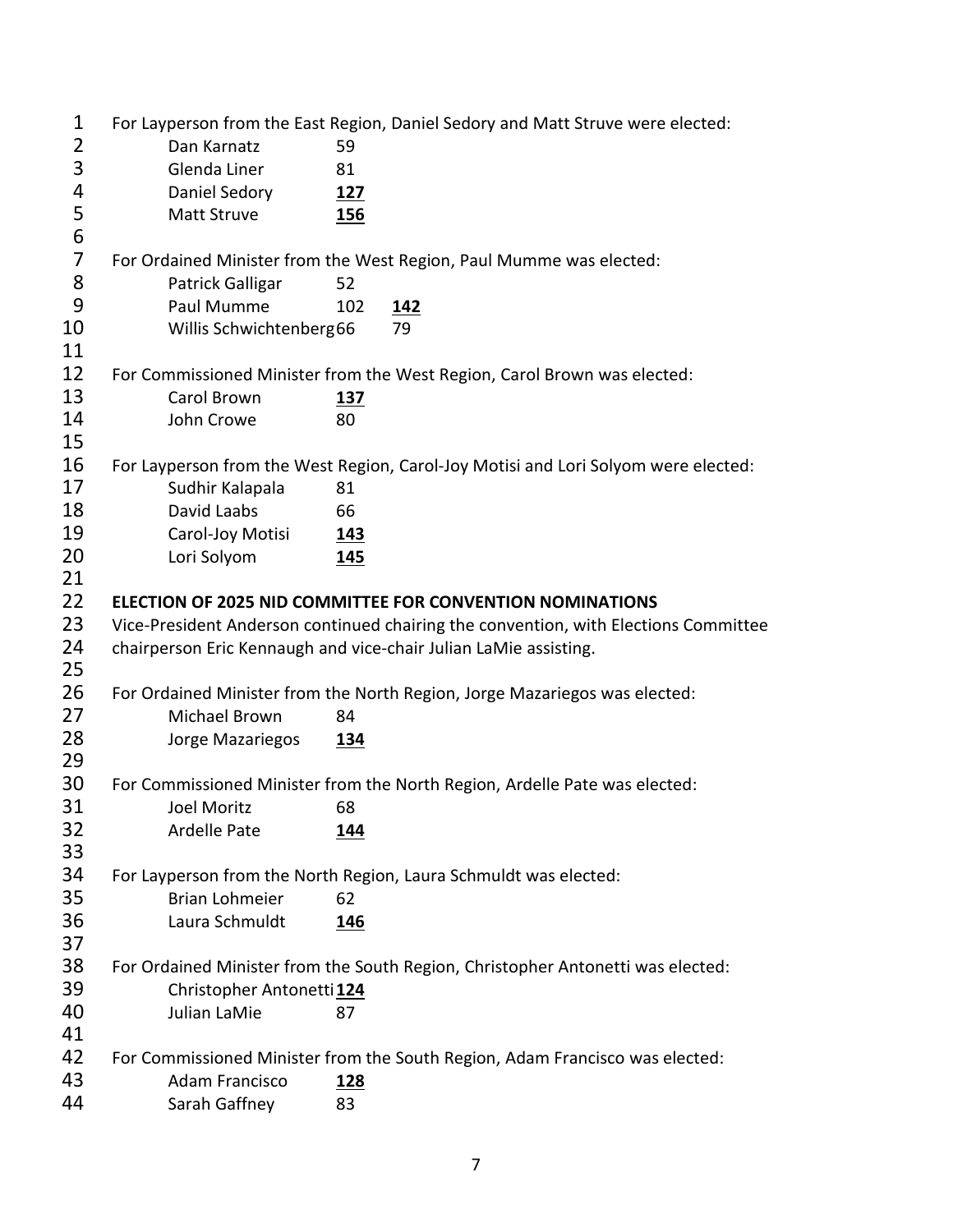For Layperson from the East Region, Daniel Sedory and Matt Struve were elected:

| | |
|---|---|
| Dan Karnatz | 59 |
| Glenda Liner | 81 |
| Daniel Sedory | **127** |
| Matt Struve | **156** |

For Ordained Minister from the West Region, Paul Mumme was elected:

| | | |
|---|---|---|
| Patrick Galligar | 52 | |
| Paul Mumme | 102 | **142** |
| Willis Schwichtenberg | 66 | 79 |

For Commissioned Minister from the West Region, Carol Brown was elected:

| | |
|---|---|
| Carol Brown | **137** |
| John Crowe | 80 |

For Layperson from the West Region, Carol-Joy Motisi and Lori Solyom were elected:

| | |
|---|---|
| Sudhir Kalapala | 81 |
| David Laabs | 66 |
| Carol-Joy Motisi | **143** |
| Lori Solyom | **145** |

**ELECTION OF 2025 NID COMMITTEE FOR CONVENTION NOMINATIONS**

Vice-President Anderson continued chairing the convention, with Elections Committee chairperson Eric Kennaugh and vice-chair Julian LaMie assisting.

For Ordained Minister from the North Region, Jorge Mazariegos was elected:

| | |
|---|---|
| Michael Brown | 84 |
| Jorge Mazariegos | **134** |

For Commissioned Minister from the North Region, Ardelle Pate was elected:

| | |
|---|---|
| Joel Moritz | 68 |
| Ardelle Pate | **144** |

For Layperson from the North Region, Laura Schmuldt was elected:

| | |
|---|---|
| Brian Lohmeier | 62 |
| Laura Schmuldt | **146** |

For Ordained Minister from the South Region, Christopher Antonetti was elected:

| | |
|---|---|
| Christopher Antonetti | **124** |
| Julian LaMie | 87 |

For Commissioned Minister from the South Region, Adam Francisco was elected:

| | |
|---|---|
| Adam Francisco | **128** |
| Sarah Gaffney | 83 |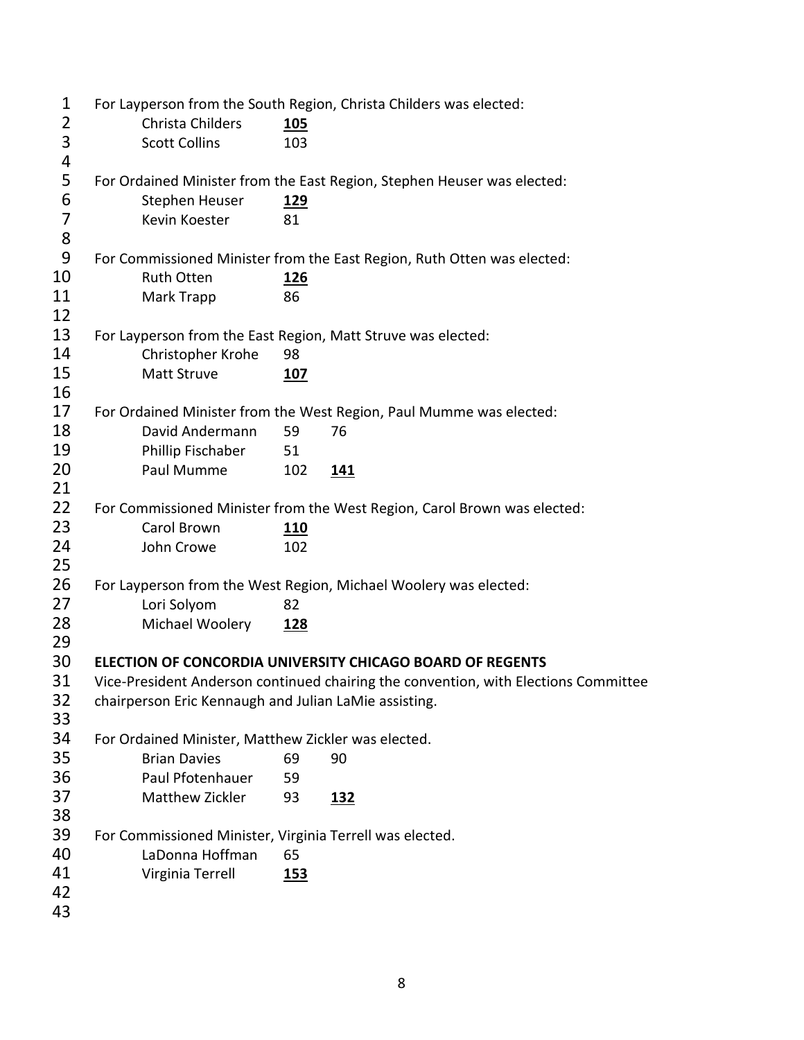For Layperson from the South Region, Christa Childers was elected:

| | | |
|---|---|---|
| Christa Childers | **105** | |
| Scott Collins | 103 | |

For Ordained Minister from the East Region, Stephen Heuser was elected:

| | | |
|---|---|---|
| Stephen Heuser | **129** | |
| Kevin Koester | 81 | |

For Commissioned Minister from the East Region, Ruth Otten was elected:

| | | |
|---|---|---|
| Ruth Otten | **126** | |
| Mark Trapp | 86 | |

For Layperson from the East Region, Matt Struve was elected:

| | | |
|---|---|---|
| Christopher Krohe | 98 | |
| Matt Struve | **107** | |

For Ordained Minister from the West Region, Paul Mumme was elected:

| | | |
|---|---|---|
| David Andermann | 59 | 76 |
| Phillip Fischaber | 51 | |
| Paul Mumme | 102 | **141** |

For Commissioned Minister from the West Region, Carol Brown was elected:

| | | |
|---|---|---|
| Carol Brown | **110** | |
| John Crowe | 102 | |

For Layperson from the West Region, Michael Woolery was elected:

| | | |
|---|---|---|
| Lori Solyom | 82 | |
| Michael Woolery | **128** | |

**ELECTION OF CONCORDIA UNIVERSITY CHICAGO BOARD OF REGENTS**

Vice-President Anderson continued chairing the convention, with Elections Committee chairperson Eric Kennaugh and Julian LaMie assisting.

For Ordained Minister, Matthew Zickler was elected.

| | | |
|---|---|---|
| Brian Davies | 69 | 90 |
| Paul Pfotenhauer | 59 | |
| Matthew Zickler | 93 | **132** |

For Commissioned Minister, Virginia Terrell was elected.

| | | |
|---|---|---|
| LaDonna Hoffman | 65 | |
| Virginia Terrell | **153** | |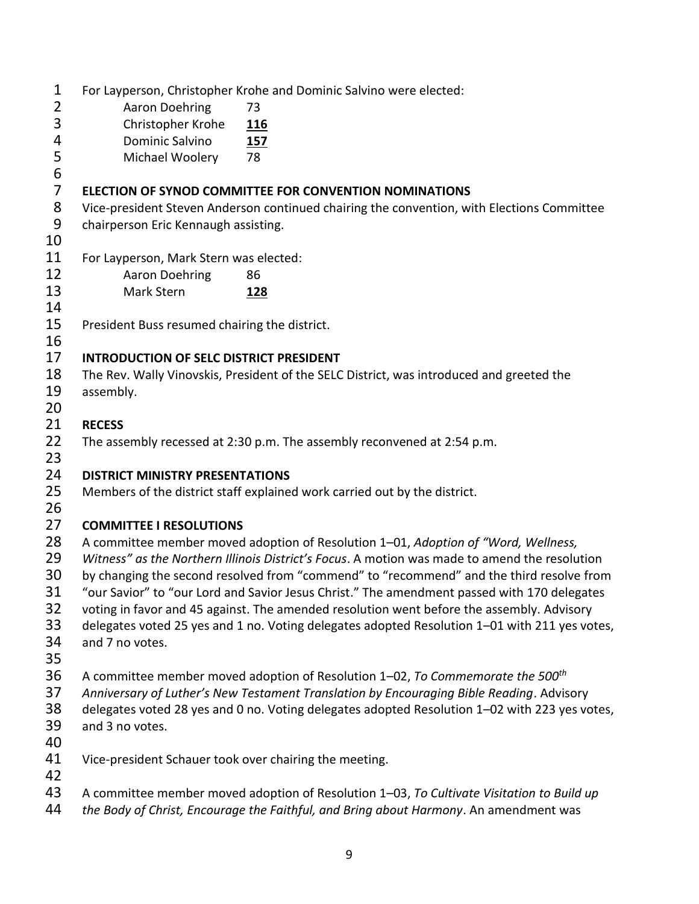For Layperson, Christopher Krohe and Dominic Salvino were elected:

| | |
|---|---|
| Aaron Doehring | 73 |
| Christopher Krohe | **116** |
| Dominic Salvino | **157** |
| Michael Woolery | 78 |

**ELECTION OF SYNOD COMMITTEE FOR CONVENTION NOMINATIONS**

Vice-president Steven Anderson continued chairing the convention, with Elections Committee chairperson Eric Kennaugh assisting.

For Layperson, Mark Stern was elected:

| | |
|---|---|
| Aaron Doehring | 86 |
| Mark Stern | **128** |

President Buss resumed chairing the district.

**INTRODUCTION OF SELC DISTRICT PRESIDENT**

The Rev. Wally Vinovskis, President of the SELC District, was introduced and greeted the assembly.

**RECESS**

The assembly recessed at 2:30 p.m. The assembly reconvened at 2:54 p.m.

**DISTRICT MINISTRY PRESENTATIONS**

Members of the district staff explained work carried out by the district.

**COMMITTEE I RESOLUTIONS**

A committee member moved adoption of Resolution 1–01, *Adoption of "Word, Wellness, Witness" as the Northern Illinois District's Focus*. A motion was made to amend the resolution by changing the second resolved from "commend" to "recommend" and the third resolve from "our Savior" to "our Lord and Savior Jesus Christ." The amendment passed with 170 delegates voting in favor and 45 against. The amended resolution went before the assembly. Advisory delegates voted 25 yes and 1 no. Voting delegates adopted Resolution 1–01 with 211 yes votes, and 7 no votes.

A committee member moved adoption of Resolution 1–02, *To Commemorate the 500th Anniversary of Luther's New Testament Translation by Encouraging Bible Reading*. Advisory delegates voted 28 yes and 0 no. Voting delegates adopted Resolution 1–02 with 223 yes votes, and 3 no votes.

Vice-president Schauer took over chairing the meeting.

A committee member moved adoption of Resolution 1–03, *To Cultivate Visitation to Build up the Body of Christ, Encourage the Faithful, and Bring about Harmony*. An amendment was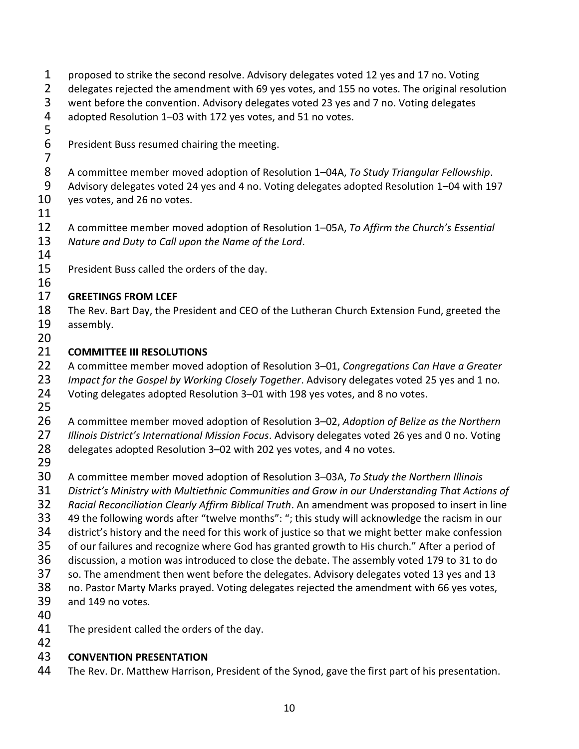proposed to strike the second resolve. Advisory delegates voted 12 yes and 17 no. Voting delegates rejected the amendment with 69 yes votes, and 155 no votes. The original resolution went before the convention. Advisory delegates voted 23 yes and 7 no. Voting delegates adopted Resolution 1–03 with 172 yes votes, and 51 no votes.

President Buss resumed chairing the meeting.

A committee member moved adoption of Resolution 1–04A, *To Study Triangular Fellowship*. Advisory delegates voted 24 yes and 4 no. Voting delegates adopted Resolution 1–04 with 197 yes votes, and 26 no votes.

A committee member moved adoption of Resolution 1–05A, *To Affirm the Church's Essential Nature and Duty to Call upon the Name of the Lord*.

President Buss called the orders of the day.

**GREETINGS FROM LCEF**

The Rev. Bart Day, the President and CEO of the Lutheran Church Extension Fund, greeted the assembly.

**COMMITTEE III RESOLUTIONS**

A committee member moved adoption of Resolution 3–01, *Congregations Can Have a Greater Impact for the Gospel by Working Closely Together*. Advisory delegates voted 25 yes and 1 no. Voting delegates adopted Resolution 3–01 with 198 yes votes, and 8 no votes.

A committee member moved adoption of Resolution 3–02, *Adoption of Belize as the Northern Illinois District's International Mission Focus*. Advisory delegates voted 26 yes and 0 no. Voting delegates adopted Resolution 3–02 with 202 yes votes, and 4 no votes.

A committee member moved adoption of Resolution 3–03A, *To Study the Northern Illinois District's Ministry with Multiethnic Communities and Grow in our Understanding That Actions of Racial Reconciliation Clearly Affirm Biblical Truth*. An amendment was proposed to insert in line 49 the following words after "twelve months": "; this study will acknowledge the racism in our district's history and the need for this work of justice so that we might better make confession of our failures and recognize where God has granted growth to His church." After a period of discussion, a motion was introduced to close the debate. The assembly voted 179 to 31 to do so. The amendment then went before the delegates. Advisory delegates voted 13 yes and 13 no. Pastor Marty Marks prayed. Voting delegates rejected the amendment with 66 yes votes, and 149 no votes.

The president called the orders of the day.

**CONVENTION PRESENTATION**

The Rev. Dr. Matthew Harrison, President of the Synod, gave the first part of his presentation.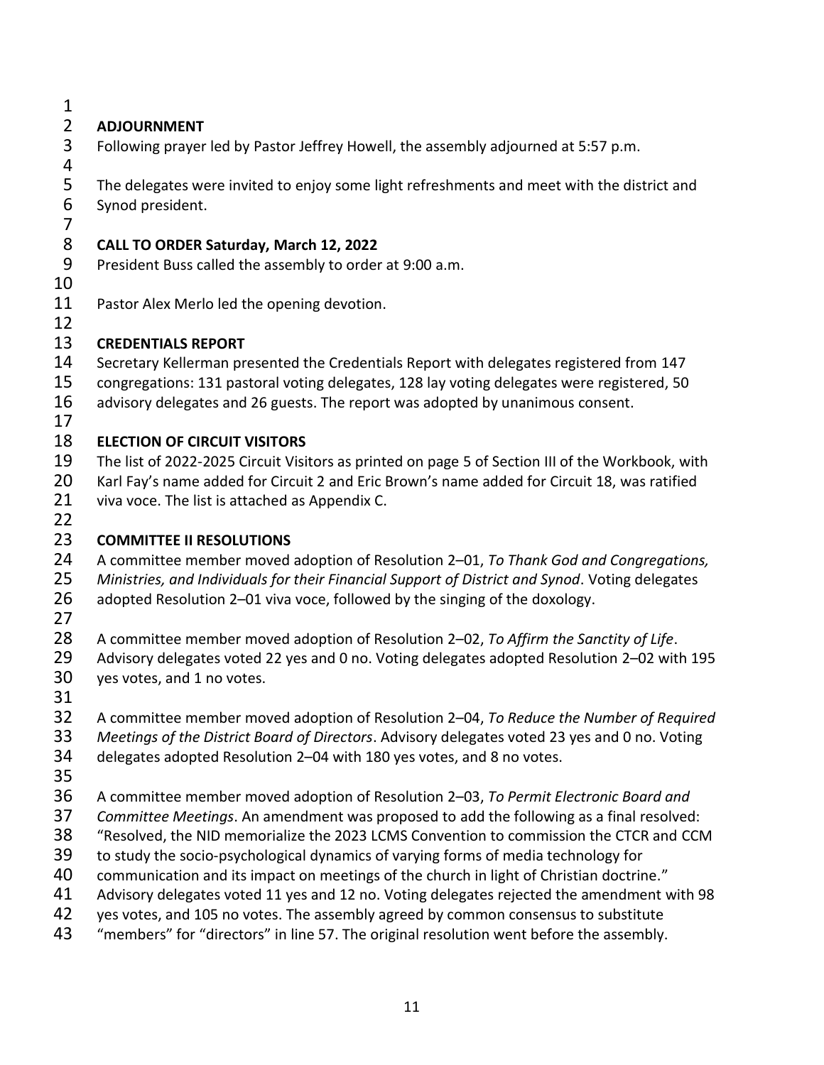## ADJOURNMENT

Following prayer led by Pastor Jeffrey Howell, the assembly adjourned at 5:57 p.m.

The delegates were invited to enjoy some light refreshments and meet with the district and Synod president.

## CALL TO ORDER Saturday, March 12, 2022

President Buss called the assembly to order at 9:00 a.m.

Pastor Alex Merlo led the opening devotion.

## CREDENTIALS REPORT

Secretary Kellerman presented the Credentials Report with delegates registered from 147 congregations: 131 pastoral voting delegates, 128 lay voting delegates were registered, 50 advisory delegates and 26 guests. The report was adopted by unanimous consent.

## ELECTION OF CIRCUIT VISITORS

The list of 2022-2025 Circuit Visitors as printed on page 5 of Section III of the Workbook, with Karl Fay's name added for Circuit 2 and Eric Brown's name added for Circuit 18, was ratified viva voce. The list is attached as Appendix C.

## COMMITTEE II RESOLUTIONS

A committee member moved adoption of Resolution 2–01, *To Thank God and Congregations, Ministries, and Individuals for their Financial Support of District and Synod*. Voting delegates adopted Resolution 2–01 viva voce, followed by the singing of the doxology.

A committee member moved adoption of Resolution 2–02, *To Affirm the Sanctity of Life*. Advisory delegates voted 22 yes and 0 no. Voting delegates adopted Resolution 2–02 with 195 yes votes, and 1 no votes.

A committee member moved adoption of Resolution 2–04, *To Reduce the Number of Required Meetings of the District Board of Directors*. Advisory delegates voted 23 yes and 0 no. Voting delegates adopted Resolution 2–04 with 180 yes votes, and 8 no votes.

A committee member moved adoption of Resolution 2–03, *To Permit Electronic Board and Committee Meetings*. An amendment was proposed to add the following as a final resolved: "Resolved, the NID memorialize the 2023 LCMS Convention to commission the CTCR and CCM to study the socio-psychological dynamics of varying forms of media technology for communication and its impact on meetings of the church in light of Christian doctrine." Advisory delegates voted 11 yes and 12 no. Voting delegates rejected the amendment with 98 yes votes, and 105 no votes. The assembly agreed by common consensus to substitute "members" for "directors" in line 57. The original resolution went before the assembly.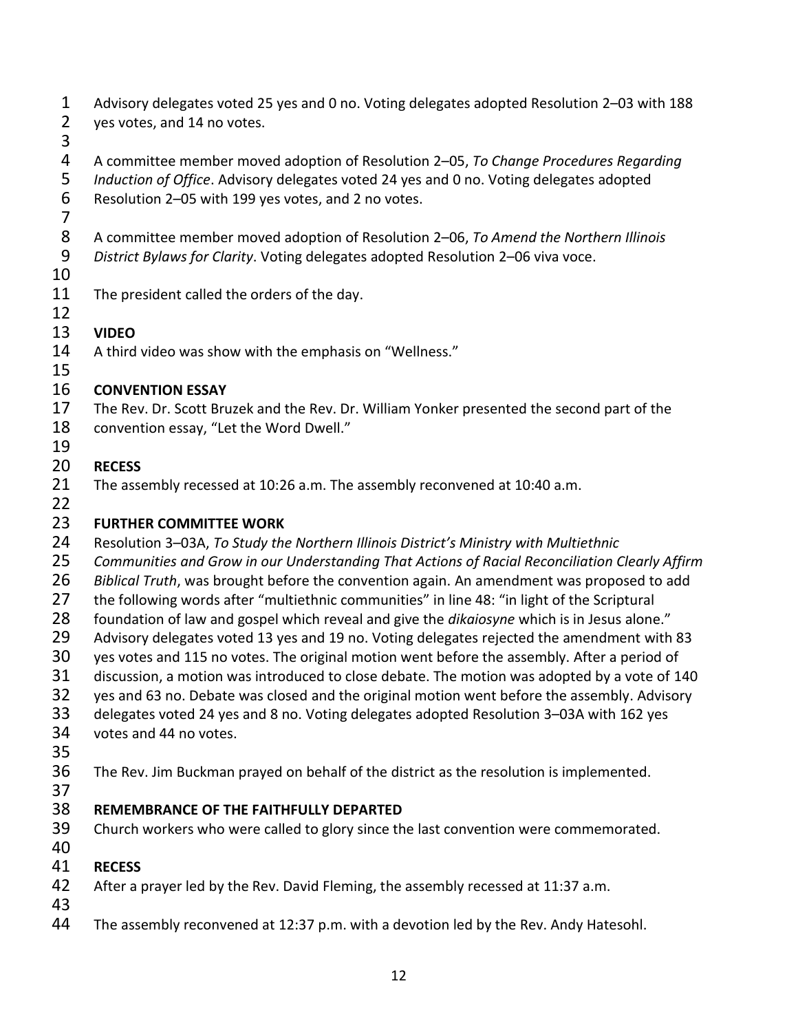Advisory delegates voted 25 yes and 0 no. Voting delegates adopted Resolution 2–03 with 188 yes votes, and 14 no votes.

A committee member moved adoption of Resolution 2–05, *To Change Procedures Regarding Induction of Office*. Advisory delegates voted 24 yes and 0 no. Voting delegates adopted Resolution 2–05 with 199 yes votes, and 2 no votes.

A committee member moved adoption of Resolution 2–06, *To Amend the Northern Illinois District Bylaws for Clarity*. Voting delegates adopted Resolution 2–06 viva voce.

The president called the orders of the day.

**VIDEO**

A third video was show with the emphasis on "Wellness."

**CONVENTION ESSAY**

The Rev. Dr. Scott Bruzek and the Rev. Dr. William Yonker presented the second part of the convention essay, "Let the Word Dwell."

**RECESS**

The assembly recessed at 10:26 a.m. The assembly reconvened at 10:40 a.m.

**FURTHER COMMITTEE WORK**

Resolution 3–03A, *To Study the Northern Illinois District's Ministry with Multiethnic Communities and Grow in our Understanding That Actions of Racial Reconciliation Clearly Affirm Biblical Truth*, was brought before the convention again. An amendment was proposed to add the following words after "multiethnic communities" in line 48: "in light of the Scriptural foundation of law and gospel which reveal and give the *dikaiosyne* which is in Jesus alone." Advisory delegates voted 13 yes and 19 no. Voting delegates rejected the amendment with 83 yes votes and 115 no votes. The original motion went before the assembly. After a period of discussion, a motion was introduced to close debate. The motion was adopted by a vote of 140 yes and 63 no. Debate was closed and the original motion went before the assembly. Advisory delegates voted 24 yes and 8 no. Voting delegates adopted Resolution 3–03A with 162 yes votes and 44 no votes.

The Rev. Jim Buckman prayed on behalf of the district as the resolution is implemented.

**REMEMBRANCE OF THE FAITHFULLY DEPARTED**

Church workers who were called to glory since the last convention were commemorated.

**RECESS**

After a prayer led by the Rev. David Fleming, the assembly recessed at 11:37 a.m.

The assembly reconvened at 12:37 p.m. with a devotion led by the Rev. Andy Hatesohl.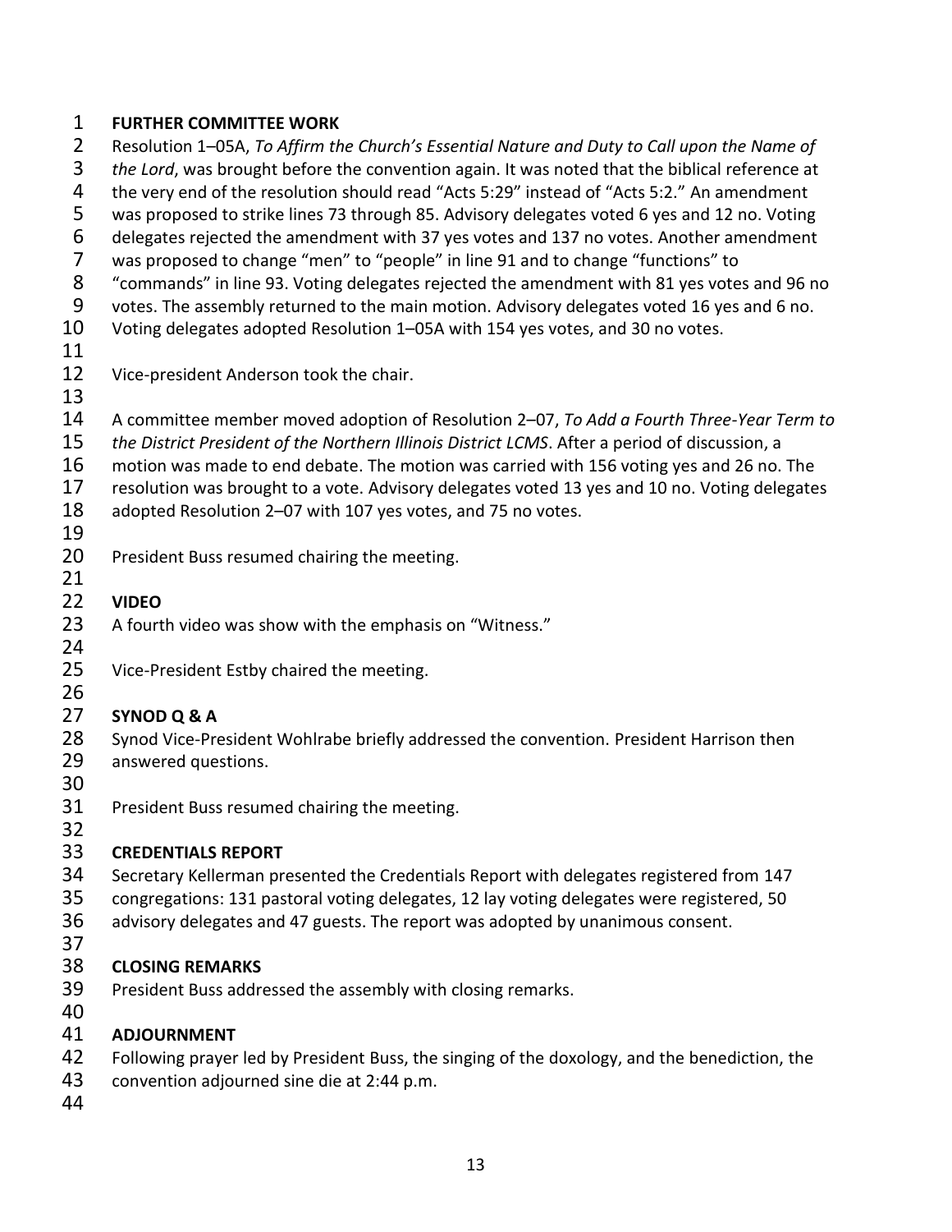**FURTHER COMMITTEE WORK**

Resolution 1–05A, *To Affirm the Church's Essential Nature and Duty to Call upon the Name of the Lord*, was brought before the convention again. It was noted that the biblical reference at the very end of the resolution should read "Acts 5:29" instead of "Acts 5:2." An amendment was proposed to strike lines 73 through 85. Advisory delegates voted 6 yes and 12 no. Voting delegates rejected the amendment with 37 yes votes and 137 no votes. Another amendment was proposed to change "men" to "people" in line 91 and to change "functions" to "commands" in line 93. Voting delegates rejected the amendment with 81 yes votes and 96 no votes. The assembly returned to the main motion. Advisory delegates voted 16 yes and 6 no. Voting delegates adopted Resolution 1–05A with 154 yes votes, and 30 no votes.

Vice-president Anderson took the chair.

A committee member moved adoption of Resolution 2–07, *To Add a Fourth Three-Year Term to the District President of the Northern Illinois District LCMS*. After a period of discussion, a motion was made to end debate. The motion was carried with 156 voting yes and 26 no. The resolution was brought to a vote. Advisory delegates voted 13 yes and 10 no. Voting delegates adopted Resolution 2–07 with 107 yes votes, and 75 no votes.

President Buss resumed chairing the meeting.

**VIDEO**

A fourth video was show with the emphasis on "Witness."

Vice-President Estby chaired the meeting.

**SYNOD Q & A**

Synod Vice-President Wohlrabe briefly addressed the convention. President Harrison then answered questions.

President Buss resumed chairing the meeting.

**CREDENTIALS REPORT**

Secretary Kellerman presented the Credentials Report with delegates registered from 147 congregations: 131 pastoral voting delegates, 12 lay voting delegates were registered, 50 advisory delegates and 47 guests. The report was adopted by unanimous consent.

**CLOSING REMARKS**

President Buss addressed the assembly with closing remarks.

**ADJOURNMENT**

Following prayer led by President Buss, the singing of the doxology, and the benediction, the convention adjourned sine die at 2:44 p.m.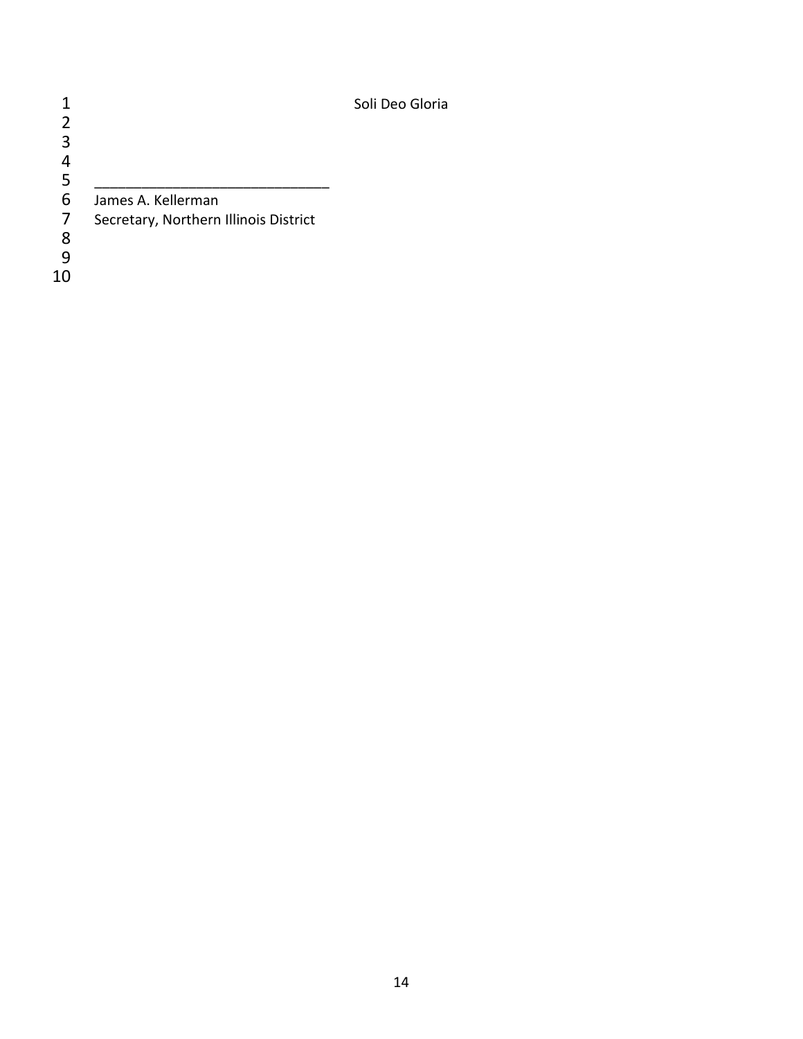Soli Deo Gloria

_______________________________

James A. Kellerman

Secretary, Northern Illinois District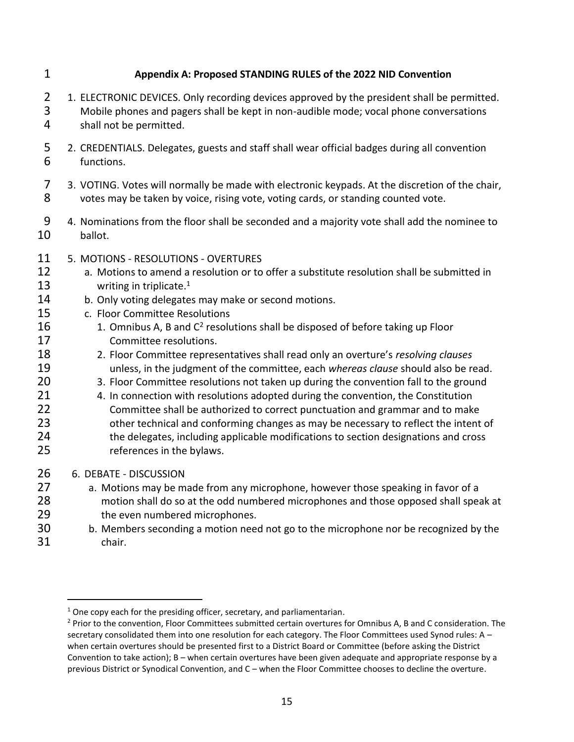## Appendix A: Proposed STANDING RULES of the 2022 NID Convention

1. ELECTRONIC DEVICES. Only recording devices approved by the president shall be permitted. Mobile phones and pagers shall be kept in non-audible mode; vocal phone conversations shall not be permitted.

2. CREDENTIALS. Delegates, guests and staff shall wear official badges during all convention functions.

3. VOTING. Votes will normally be made with electronic keypads. At the discretion of the chair, votes may be taken by voice, rising vote, voting cards, or standing counted vote.

4. Nominations from the floor shall be seconded and a majority vote shall add the nominee to ballot.

5. MOTIONS - RESOLUTIONS - OVERTURES
   a. Motions to amend a resolution or to offer a substitute resolution shall be submitted in writing in triplicate.[1]
   b. Only voting delegates may make or second motions.
   c. Floor Committee Resolutions
      1. Omnibus A, B and C[2] resolutions shall be disposed of before taking up Floor Committee resolutions.
      2. Floor Committee representatives shall read only an overture's *resolving clauses* unless, in the judgment of the committee, each *whereas clause* should also be read.
      3. Floor Committee resolutions not taken up during the convention fall to the ground
      4. In connection with resolutions adopted during the convention, the Constitution Committee shall be authorized to correct punctuation and grammar and to make other technical and conforming changes as may be necessary to reflect the intent of the delegates, including applicable modifications to section designations and cross references in the bylaws.

6. DEBATE - DISCUSSION
   a. Motions may be made from any microphone, however those speaking in favor of a motion shall do so at the odd numbered microphones and those opposed shall speak at the even numbered microphones.
   b. Members seconding a motion need not go to the microphone nor be recognized by the chair.

---

[1] One copy each for the presiding officer, secretary, and parliamentarian.

[2] Prior to the convention, Floor Committees submitted certain overtures for Omnibus A, B and C consideration. The secretary consolidated them into one resolution for each category. The Floor Committees used Synod rules: A – when certain overtures should be presented first to a District Board or Committee (before asking the District Convention to take action); B – when certain overtures have been given adequate and appropriate response by a previous District or Synodical Convention, and C – when the Floor Committee chooses to decline the overture.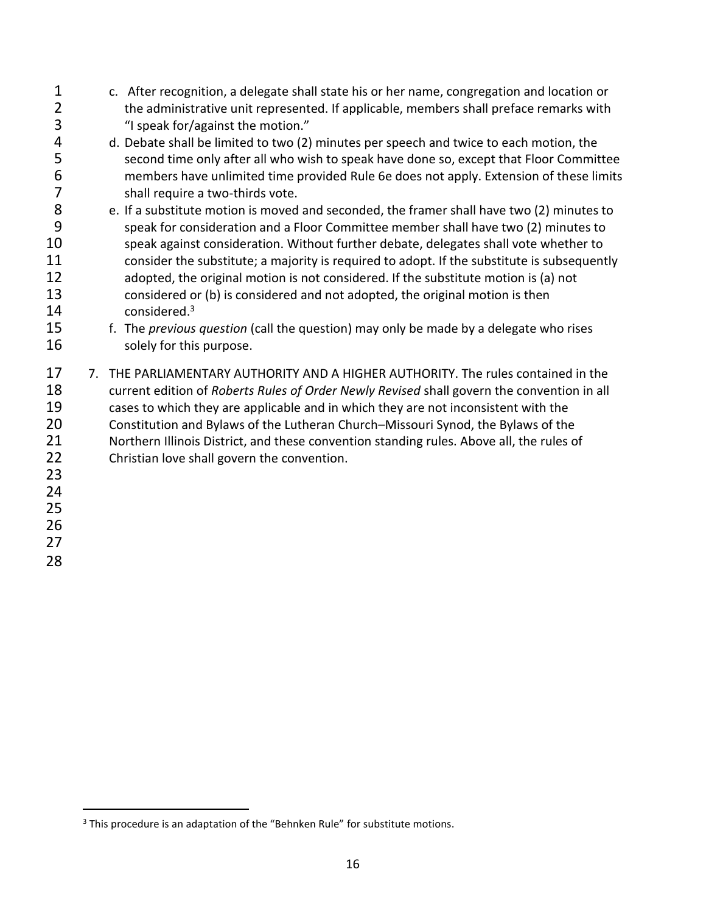c. After recognition, a delegate shall state his or her name, congregation and location or the administrative unit represented. If applicable, members shall preface remarks with "I speak for/against the motion."

d. Debate shall be limited to two (2) minutes per speech and twice to each motion, the second time only after all who wish to speak have done so, except that Floor Committee members have unlimited time provided Rule 6e does not apply. Extension of these limits shall require a two-thirds vote.

e. If a substitute motion is moved and seconded, the framer shall have two (2) minutes to speak for consideration and a Floor Committee member shall have two (2) minutes to speak against consideration. Without further debate, delegates shall vote whether to consider the substitute; a majority is required to adopt. If the substitute is subsequently adopted, the original motion is not considered. If the substitute motion is (a) not considered or (b) is considered and not adopted, the original motion is then considered.[3]

f. The *previous question* (call the question) may only be made by a delegate who rises solely for this purpose.

7. THE PARLIAMENTARY AUTHORITY AND A HIGHER AUTHORITY. The rules contained in the current edition of *Roberts Rules of Order Newly Revised* shall govern the convention in all cases to which they are applicable and in which they are not inconsistent with the Constitution and Bylaws of the Lutheran Church–Missouri Synod, the Bylaws of the Northern Illinois District, and these convention standing rules. Above all, the rules of Christian love shall govern the convention.

[3] This procedure is an adaptation of the "Behnken Rule" for substitute motions.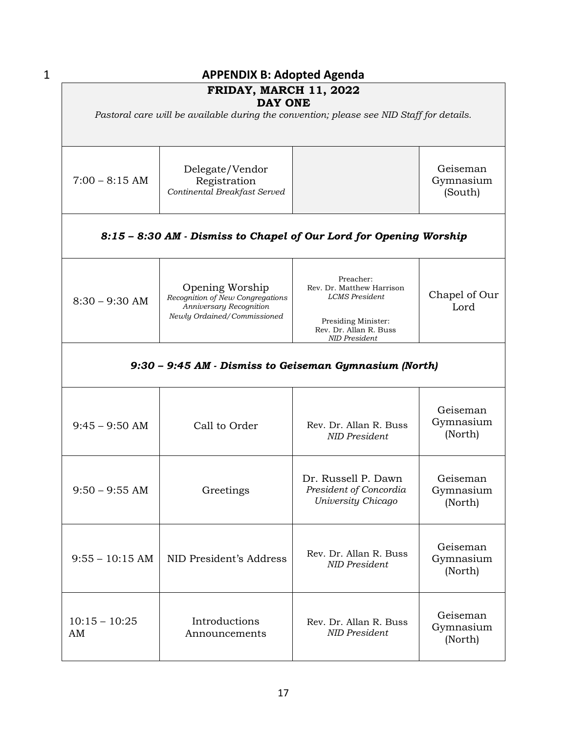## APPENDIX B: Adopted Agenda

| **FRIDAY, MARCH 11, 2022**<br>**DAY ONE**<br>*Pastoral care will be available during the convention; please see NID Staff for details.* | | | |
|---|---|---|---|
| 7:00 – 8:15 AM | Delegate/Vendor Registration<br>*Continental Breakfast Served* | | Geiseman Gymnasium (South) |
| ***8:15 – 8:30 AM - Dismiss to Chapel of Our Lord for Opening Worship*** | | | |
| 8:30 – 9:30 AM | Opening Worship<br>*Recognition of New Congregations*<br>*Anniversary Recognition*<br>*Newly Ordained/Commissioned* | Preacher:<br>Rev. Dr. Matthew Harrison<br>*LCMS President*<br><br>Presiding Minister:<br>Rev. Dr. Allan R. Buss<br>*NID President* | Chapel of Our Lord |
| ***9:30 – 9:45 AM - Dismiss to Geiseman Gymnasium (North)*** | | | |
| 9:45 – 9:50 AM | Call to Order | Rev. Dr. Allan R. Buss<br>*NID President* | Geiseman Gymnasium (North) |
| 9:50 – 9:55 AM | Greetings | Dr. Russell P. Dawn<br>*President of Concordia University Chicago* | Geiseman Gymnasium (North) |
| 9:55 – 10:15 AM | NID President's Address | Rev. Dr. Allan R. Buss<br>*NID President* | Geiseman Gymnasium (North) |
| 10:15 – 10:25 AM | Introductions<br>Announcements | Rev. Dr. Allan R. Buss<br>*NID President* | Geiseman Gymnasium (North) |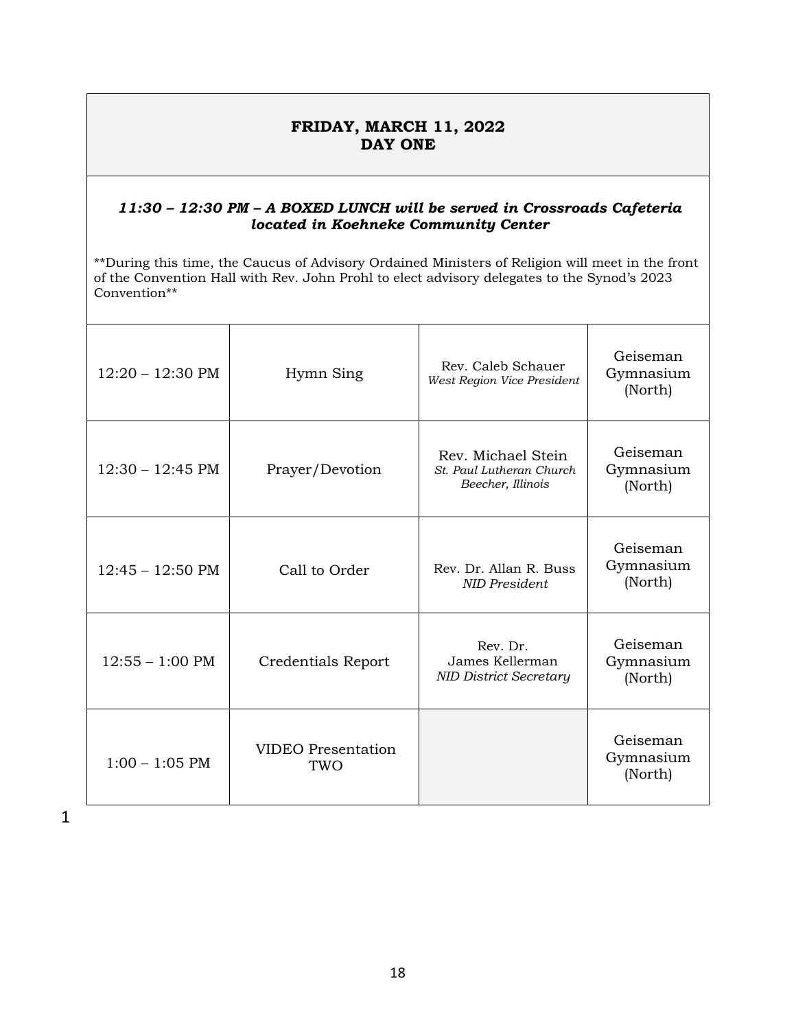## FRIDAY, MARCH 11, 2022
## DAY ONE

***11:30 – 12:30 PM – A BOXED LUNCH will be served in Crossroads Cafeteria located in Koehneke Community Center***

**During this time, the Caucus of Advisory Ordained Ministers of Religion will meet in the front of the Convention Hall with Rev. John Prohl to elect advisory delegates to the Synod's 2023 Convention**

| | | | |
|---|---|---|---|
| 12:20 – 12:30 PM | Hymn Sing | Rev. Caleb Schauer *West Region Vice President* | Geiseman Gymnasium (North) |
| 12:30 – 12:45 PM | Prayer/Devotion | Rev. Michael Stein *St. Paul Lutheran Church Beecher, Illinois* | Geiseman Gymnasium (North) |
| 12:45 – 12:50 PM | Call to Order | Rev. Dr. Allan R. Buss *NID President* | Geiseman Gymnasium (North) |
| 12:55 – 1:00 PM | Credentials Report | Rev. Dr. James Kellerman *NID District Secretary* | Geiseman Gymnasium (North) |
| 1:00 – 1:05 PM | VIDEO Presentation TWO | | Geiseman Gymnasium (North) |

1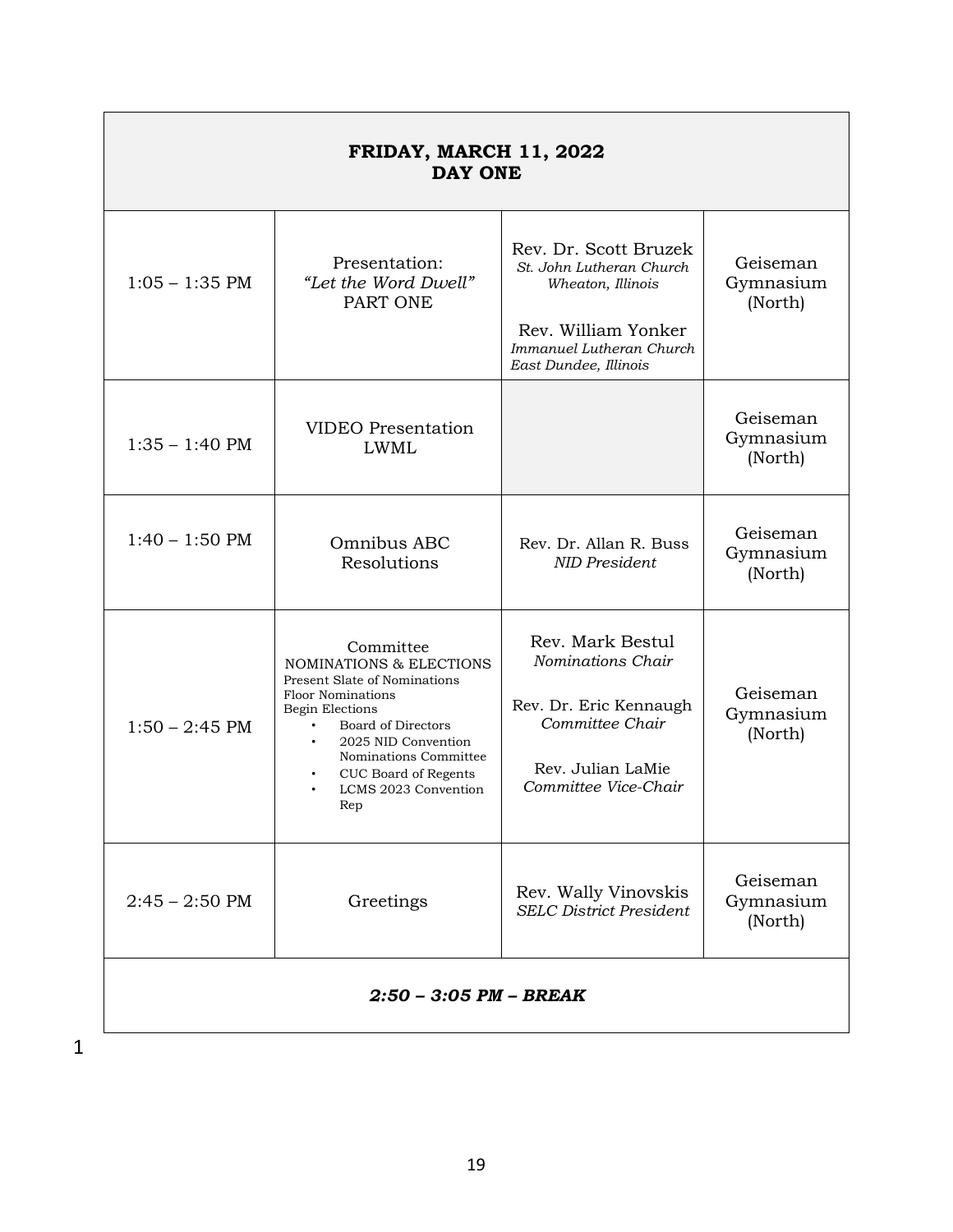| **FRIDAY, MARCH 11, 2022**<br>**DAY ONE** | | | |
|---|---|---|---|
| 1:05 – 1:35 PM | Presentation:<br>*"Let the Word Dwell"*<br>PART ONE | Rev. Dr. Scott Bruzek<br>*St. John Lutheran Church*<br>*Wheaton, Illinois*<br><br>Rev. William Yonker<br>*Immanuel Lutheran Church*<br>*East Dundee, Illinois* | Geiseman Gymnasium (North) |
| 1:35 – 1:40 PM | VIDEO Presentation<br>LWML | | Geiseman Gymnasium (North) |
| 1:40 – 1:50 PM | Omnibus ABC Resolutions | Rev. Dr. Allan R. Buss<br>*NID President* | Geiseman Gymnasium (North) |
| 1:50 – 2:45 PM | Committee<br>NOMINATIONS & ELECTIONS<br>Present Slate of Nominations<br>Floor Nominations<br>Begin Elections<br>• Board of Directors<br>• 2025 NID Convention Nominations Committee<br>• CUC Board of Regents<br>• LCMS 2023 Convention Rep | Rev. Mark Bestul<br>*Nominations Chair*<br><br>Rev. Dr. Eric Kennaugh<br>*Committee Chair*<br><br>Rev. Julian LaMie<br>*Committee Vice-Chair* | Geiseman Gymnasium (North) |
| 2:45 – 2:50 PM | Greetings | Rev. Wally Vinovskis<br>*SELC District President* | Geiseman Gymnasium (North) |
| ***2:50 – 3:05 PM – BREAK*** | | | |

1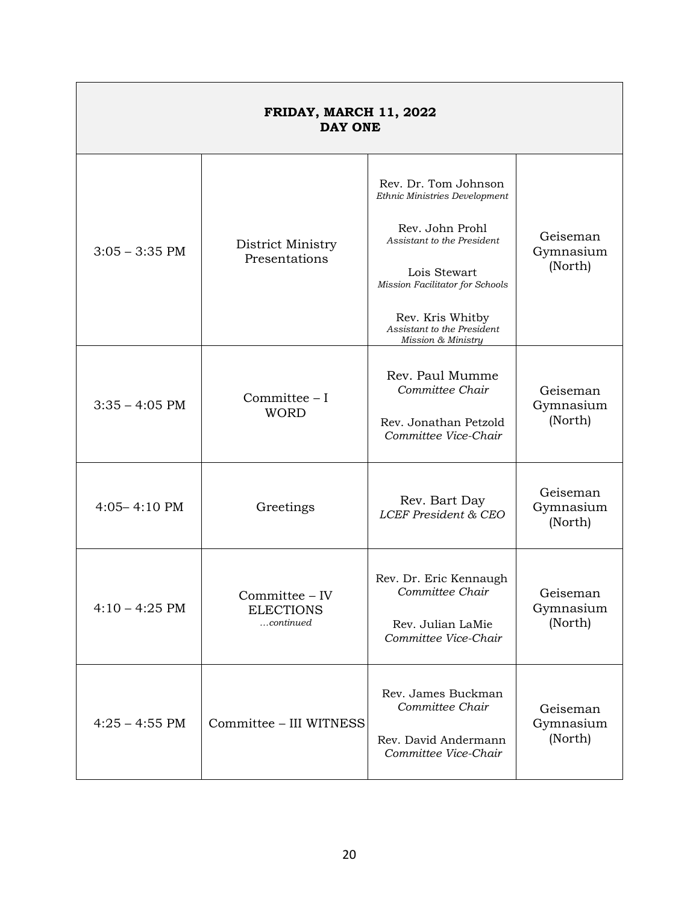| FRIDAY, MARCH 11, 2022<br>DAY ONE | | | |
|---|---|---|---|
| 3:05 – 3:35 PM | District Ministry Presentations | Rev. Dr. Tom Johnson<br>*Ethnic Ministries Development*<br><br>Rev. John Prohl<br>*Assistant to the President*<br><br>Lois Stewart<br>*Mission Facilitator for Schools*<br><br>Rev. Kris Whitby<br>*Assistant to the President Mission & Ministry* | Geiseman Gymnasium (North) |
| 3:35 – 4:05 PM | Committee – I WORD | Rev. Paul Mumme<br>*Committee Chair*<br><br>Rev. Jonathan Petzold<br>*Committee Vice-Chair* | Geiseman Gymnasium (North) |
| 4:05– 4:10 PM | Greetings | Rev. Bart Day<br>*LCEF President & CEO* | Geiseman Gymnasium (North) |
| 4:10 – 4:25 PM | Committee – IV ELECTIONS<br>*…continued* | Rev. Dr. Eric Kennaugh<br>*Committee Chair*<br><br>Rev. Julian LaMie<br>*Committee Vice-Chair* | Geiseman Gymnasium (North) |
| 4:25 – 4:55 PM | Committee – III WITNESS | Rev. James Buckman<br>*Committee Chair*<br><br>Rev. David Andermann<br>*Committee Vice-Chair* | Geiseman Gymnasium (North) |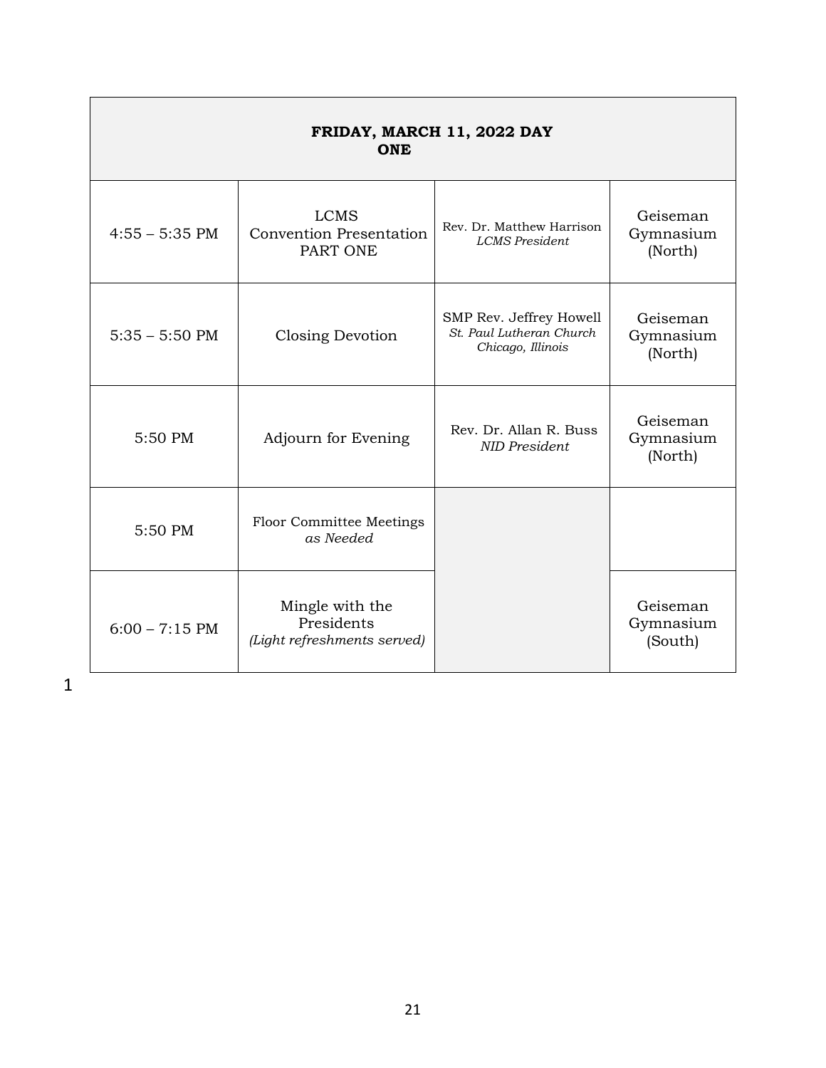| FRIDAY, MARCH 11, 2022 DAY ONE | | | |
|---|---|---|---|
| 4:55 – 5:35 PM | LCMS Convention Presentation PART ONE | Rev. Dr. Matthew Harrison *LCMS President* | Geiseman Gymnasium (North) |
| 5:35 – 5:50 PM | Closing Devotion | SMP Rev. Jeffrey Howell *St. Paul Lutheran Church Chicago, Illinois* | Geiseman Gymnasium (North) |
| 5:50 PM | Adjourn for Evening | Rev. Dr. Allan R. Buss *NID President* | Geiseman Gymnasium (North) |
| 5:50 PM | Floor Committee Meetings *as Needed* | | |
| 6:00 – 7:15 PM | Mingle with the Presidents *(Light refreshments served)* | | Geiseman Gymnasium (South) |

1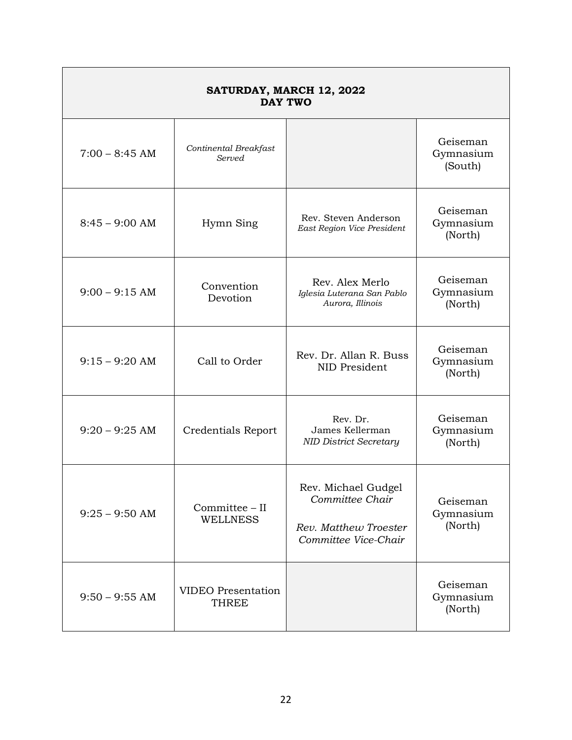| SATURDAY, MARCH 12, 2022<br>DAY TWO | | | |
|---|---|---|---|
| 7:00 – 8:45 AM | *Continental Breakfast Served* | | Geiseman Gymnasium (South) |
| 8:45 – 9:00 AM | Hymn Sing | Rev. Steven Anderson<br>*East Region Vice President* | Geiseman Gymnasium (North) |
| 9:00 – 9:15 AM | Convention Devotion | Rev. Alex Merlo<br>*Iglesia Luterana San Pablo*<br>*Aurora, Illinois* | Geiseman Gymnasium (North) |
| 9:15 – 9:20 AM | Call to Order | Rev. Dr. Allan R. Buss<br>NID President | Geiseman Gymnasium (North) |
| 9:20 – 9:25 AM | Credentials Report | Rev. Dr.<br>James Kellerman<br>*NID District Secretary* | Geiseman Gymnasium (North) |
| 9:25 – 9:50 AM | Committee – II<br>WELLNESS | Rev. Michael Gudgel<br>*Committee Chair*<br><br>*Rev. Matthew Troester*<br>*Committee Vice-Chair* | Geiseman Gymnasium (North) |
| 9:50 – 9:55 AM | VIDEO Presentation THREE | | Geiseman Gymnasium (North) |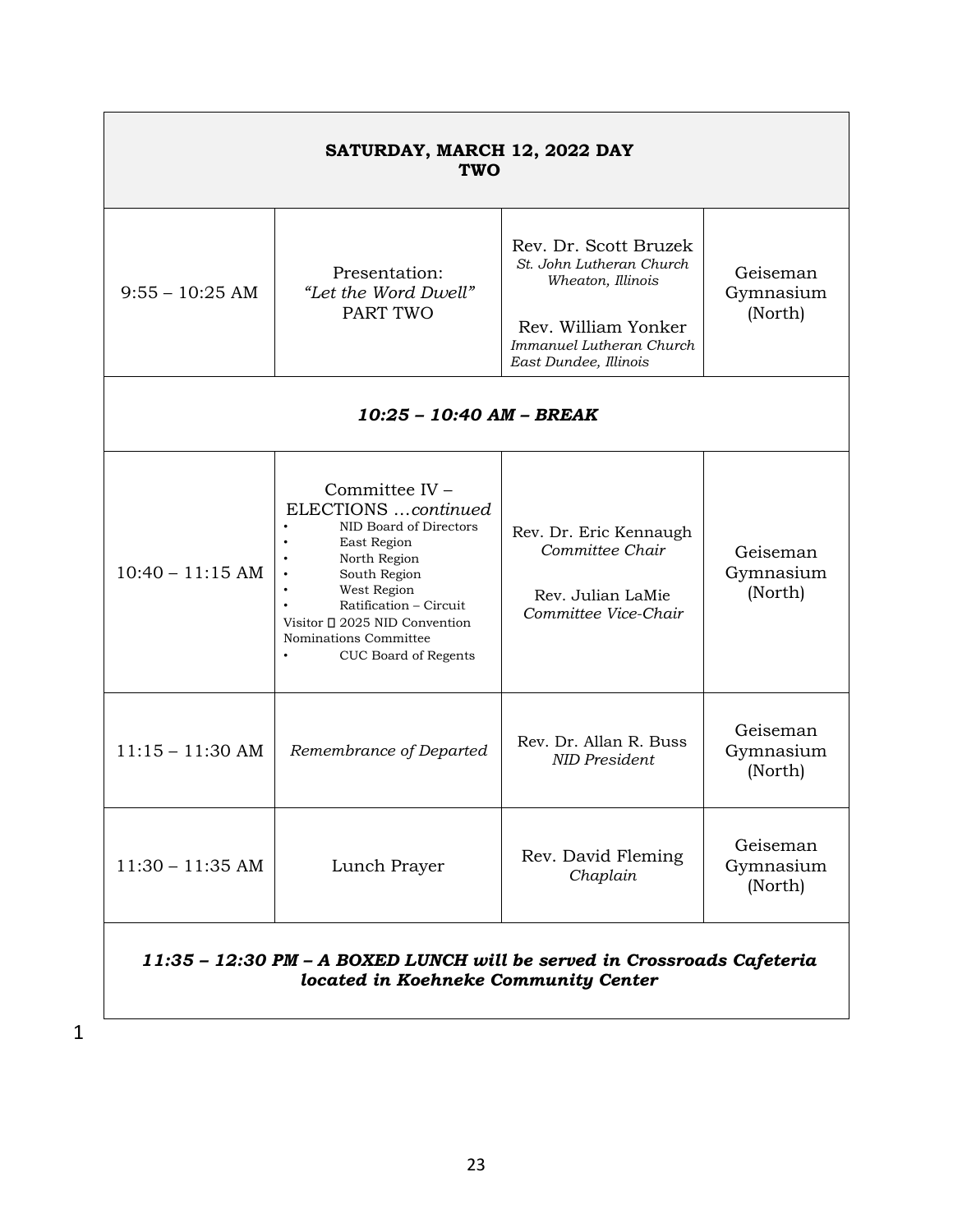| SATURDAY, MARCH 12, 2022 DAY TWO | | | |
|---|---|---|---|
| 9:55 – 10:25 AM | Presentation: *"Let the Word Dwell"* PART TWO | Rev. Dr. Scott Bruzek *St. John Lutheran Church Wheaton, Illinois* Rev. William Yonker *Immanuel Lutheran Church East Dundee, Illinois* | Geiseman Gymnasium (North) |
| ***10:25 – 10:40 AM – BREAK*** | | | |
| 10:40 – 11:15 AM | Committee IV – ELECTIONS …*continued* • NID Board of Directors • East Region • North Region • South Region • West Region • Ratification – Circuit Visitor  2025 NID Convention Nominations Committee • CUC Board of Regents | Rev. Dr. Eric Kennaugh *Committee Chair* Rev. Julian LaMie *Committee Vice-Chair* | Geiseman Gymnasium (North) |
| 11:15 – 11:30 AM | *Remembrance of Departed* | Rev. Dr. Allan R. Buss *NID President* | Geiseman Gymnasium (North) |
| 11:30 – 11:35 AM | Lunch Prayer | Rev. David Fleming *Chaplain* | Geiseman Gymnasium (North) |
| ***11:35 – 12:30 PM – A BOXED LUNCH will be served in Crossroads Cafeteria located in Koehneke Community Center*** | | | |

1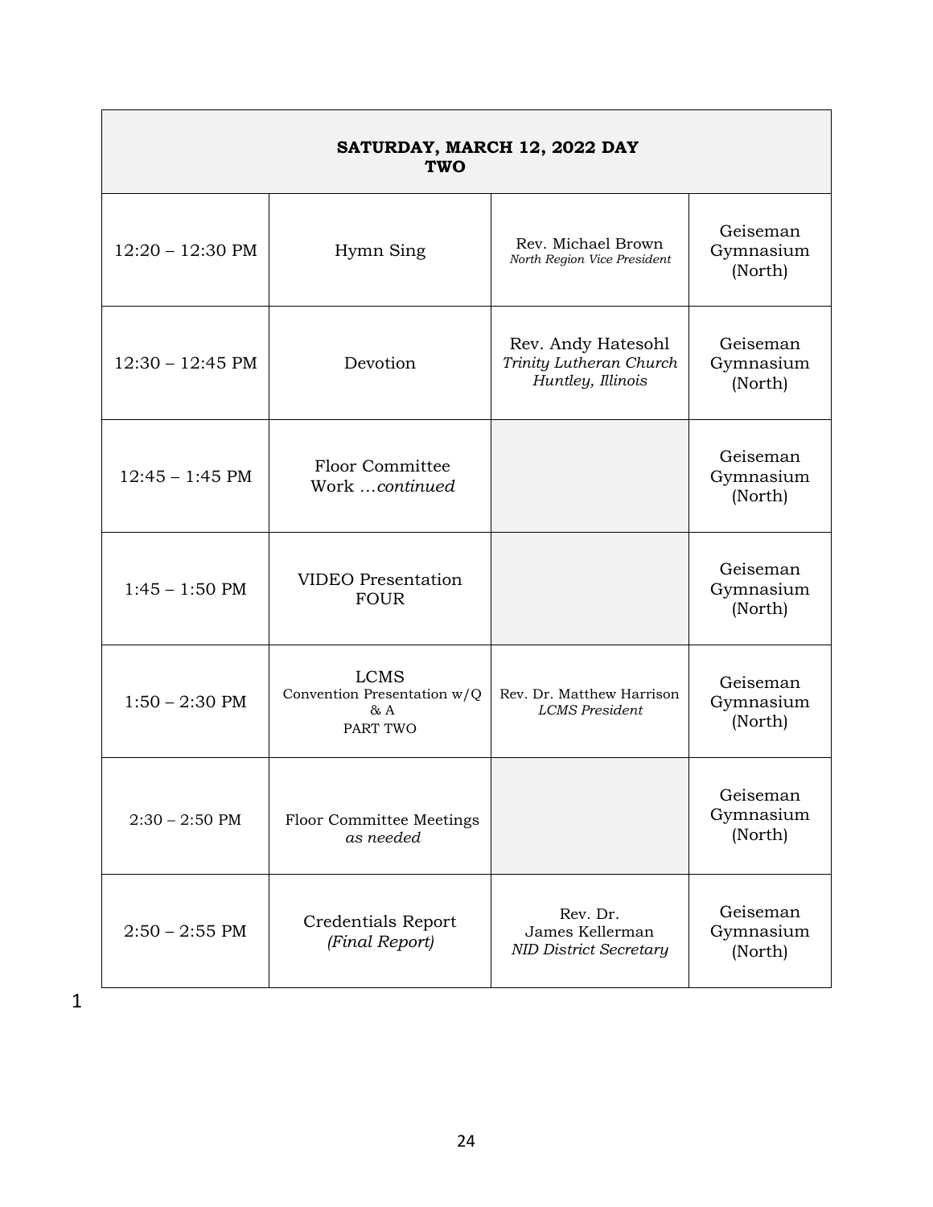| SATURDAY, MARCH 12, 2022 DAY TWO | | | |
|---|---|---|---|
| 12:20 – 12:30 PM | Hymn Sing | Rev. Michael Brown *North Region Vice President* | Geiseman Gymnasium (North) |
| 12:30 – 12:45 PM | Devotion | Rev. Andy Hatesohl *Trinity Lutheran Church Huntley, Illinois* | Geiseman Gymnasium (North) |
| 12:45 – 1:45 PM | Floor Committee Work *…continued* | | Geiseman Gymnasium (North) |
| 1:45 – 1:50 PM | VIDEO Presentation FOUR | | Geiseman Gymnasium (North) |
| 1:50 – 2:30 PM | LCMS Convention Presentation w/Q & A PART TWO | Rev. Dr. Matthew Harrison *LCMS President* | Geiseman Gymnasium (North) |
| 2:30 – 2:50 PM | Floor Committee Meetings *as needed* | | Geiseman Gymnasium (North) |
| 2:50 – 2:55 PM | Credentials Report *(Final Report)* | Rev. Dr. James Kellerman *NID District Secretary* | Geiseman Gymnasium (North) |

1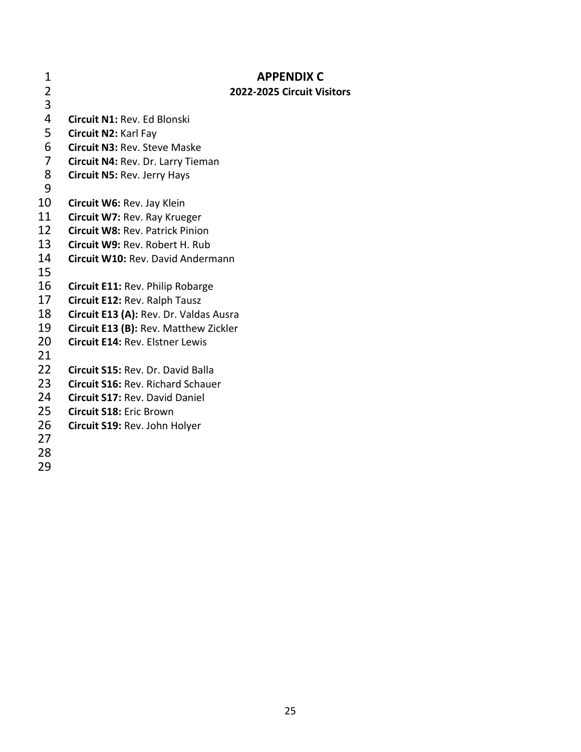# APPENDIX C

## 2022-2025 Circuit Visitors

**Circuit N1:** Rev. Ed Blonski
**Circuit N2:** Karl Fay
**Circuit N3:** Rev. Steve Maske
**Circuit N4:** Rev. Dr. Larry Tieman
**Circuit N5:** Rev. Jerry Hays

**Circuit W6:** Rev. Jay Klein
**Circuit W7:** Rev. Ray Krueger
**Circuit W8:** Rev. Patrick Pinion
**Circuit W9:** Rev. Robert H. Rub
**Circuit W10:** Rev. David Andermann

**Circuit E11:** Rev. Philip Robarge
**Circuit E12:** Rev. Ralph Tausz
**Circuit E13 (A):** Rev. Dr. Valdas Ausra
**Circuit E13 (B):** Rev. Matthew Zickler
**Circuit E14:** Rev. Elstner Lewis

**Circuit S15:** Rev. Dr. David Balla
**Circuit S16:** Rev. Richard Schauer
**Circuit S17:** Rev. David Daniel
**Circuit S18:** Eric Brown
**Circuit S19:** Rev. John Holyer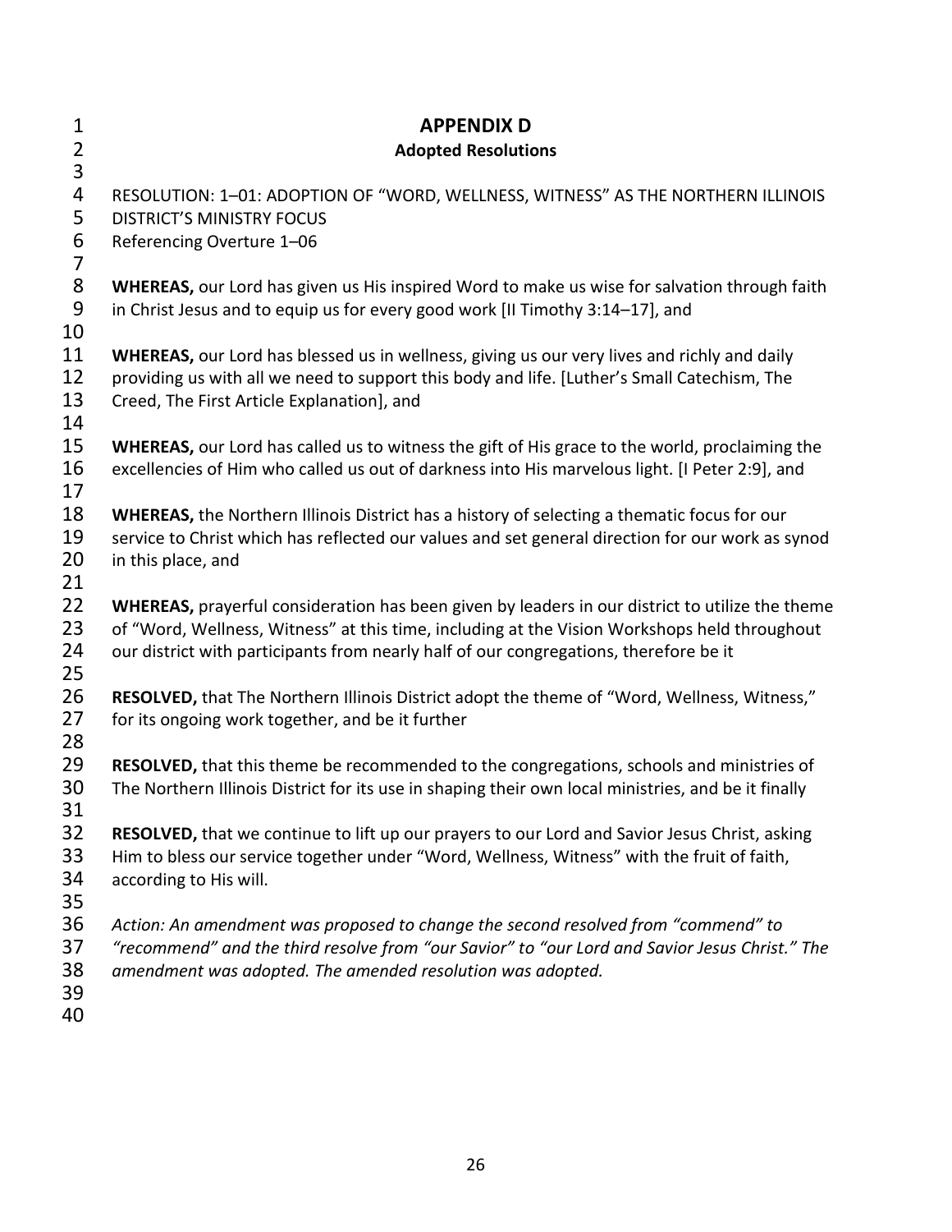# APPENDIX D

## Adopted Resolutions

RESOLUTION: 1–01: ADOPTION OF "WORD, WELLNESS, WITNESS" AS THE NORTHERN ILLINOIS DISTRICT'S MINISTRY FOCUS
Referencing Overture 1–06

**WHEREAS,** our Lord has given us His inspired Word to make us wise for salvation through faith in Christ Jesus and to equip us for every good work [II Timothy 3:14–17], and

**WHEREAS,** our Lord has blessed us in wellness, giving us our very lives and richly and daily providing us with all we need to support this body and life. [Luther's Small Catechism, The Creed, The First Article Explanation], and

**WHEREAS,** our Lord has called us to witness the gift of His grace to the world, proclaiming the excellencies of Him who called us out of darkness into His marvelous light. [I Peter 2:9], and

**WHEREAS,** the Northern Illinois District has a history of selecting a thematic focus for our service to Christ which has reflected our values and set general direction for our work as synod in this place, and

**WHEREAS,** prayerful consideration has been given by leaders in our district to utilize the theme of "Word, Wellness, Witness" at this time, including at the Vision Workshops held throughout our district with participants from nearly half of our congregations, therefore be it

**RESOLVED,** that The Northern Illinois District adopt the theme of "Word, Wellness, Witness," for its ongoing work together, and be it further

**RESOLVED,** that this theme be recommended to the congregations, schools and ministries of The Northern Illinois District for its use in shaping their own local ministries, and be it finally

**RESOLVED,** that we continue to lift up our prayers to our Lord and Savior Jesus Christ, asking Him to bless our service together under "Word, Wellness, Witness" with the fruit of faith, according to His will.

*Action: An amendment was proposed to change the second resolved from "commend" to "recommend" and the third resolve from "our Savior" to "our Lord and Savior Jesus Christ." The amendment was adopted. The amended resolution was adopted.*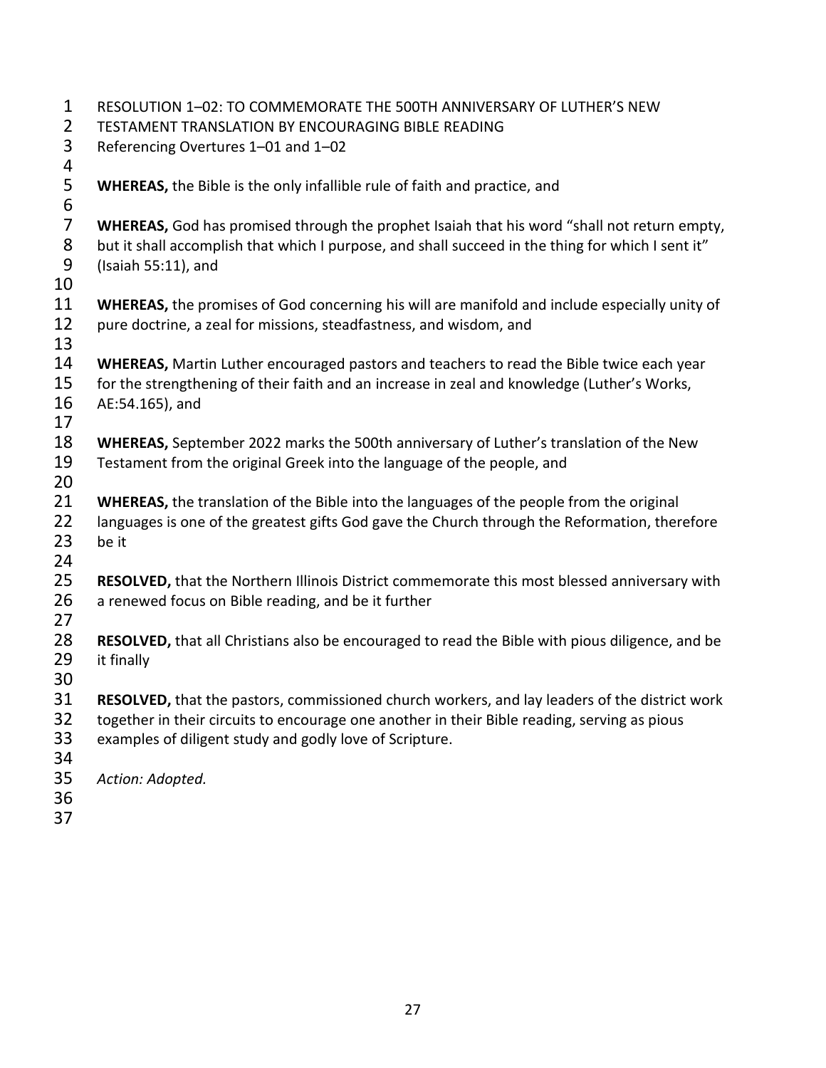## RESOLUTION 1–02: TO COMMEMORATE THE 500TH ANNIVERSARY OF LUTHER'S NEW TESTAMENT TRANSLATION BY ENCOURAGING BIBLE READING

Referencing Overtures 1–01 and 1–02

**WHEREAS,** the Bible is the only infallible rule of faith and practice, and

**WHEREAS,** God has promised through the prophet Isaiah that his word "shall not return empty, but it shall accomplish that which I purpose, and shall succeed in the thing for which I sent it" (Isaiah 55:11), and

**WHEREAS,** the promises of God concerning his will are manifold and include especially unity of pure doctrine, a zeal for missions, steadfastness, and wisdom, and

**WHEREAS,** Martin Luther encouraged pastors and teachers to read the Bible twice each year for the strengthening of their faith and an increase in zeal and knowledge (Luther's Works, AE:54.165), and

**WHEREAS,** September 2022 marks the 500th anniversary of Luther's translation of the New Testament from the original Greek into the language of the people, and

**WHEREAS,** the translation of the Bible into the languages of the people from the original languages is one of the greatest gifts God gave the Church through the Reformation, therefore be it

**RESOLVED,** that the Northern Illinois District commemorate this most blessed anniversary with a renewed focus on Bible reading, and be it further

**RESOLVED,** that all Christians also be encouraged to read the Bible with pious diligence, and be it finally

**RESOLVED,** that the pastors, commissioned church workers, and lay leaders of the district work together in their circuits to encourage one another in their Bible reading, serving as pious examples of diligent study and godly love of Scripture.

*Action: Adopted.*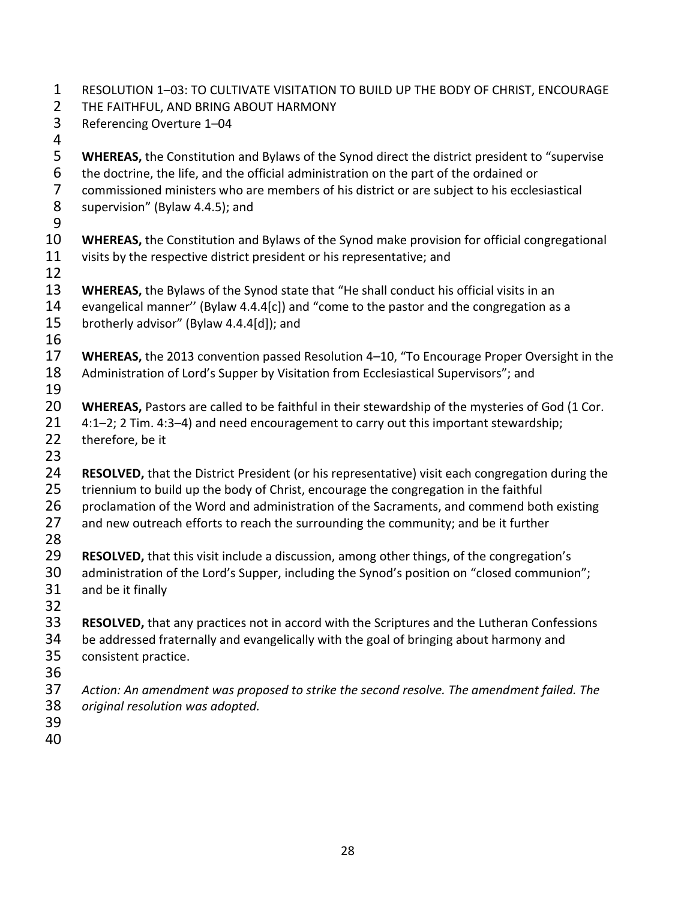RESOLUTION 1–03: TO CULTIVATE VISITATION TO BUILD UP THE BODY OF CHRIST, ENCOURAGE THE FAITHFUL, AND BRING ABOUT HARMONY

Referencing Overture 1–04

**WHEREAS,** the Constitution and Bylaws of the Synod direct the district president to "supervise the doctrine, the life, and the official administration on the part of the ordained or commissioned ministers who are members of his district or are subject to his ecclesiastical supervision" (Bylaw 4.4.5); and

**WHEREAS,** the Constitution and Bylaws of the Synod make provision for official congregational visits by the respective district president or his representative; and

**WHEREAS,** the Bylaws of the Synod state that "He shall conduct his official visits in an evangelical manner'' (Bylaw 4.4.4[c]) and "come to the pastor and the congregation as a brotherly advisor" (Bylaw 4.4.4[d]); and

**WHEREAS,** the 2013 convention passed Resolution 4–10, "To Encourage Proper Oversight in the Administration of Lord's Supper by Visitation from Ecclesiastical Supervisors"; and

**WHEREAS,** Pastors are called to be faithful in their stewardship of the mysteries of God (1 Cor. 4:1–2; 2 Tim. 4:3–4) and need encouragement to carry out this important stewardship; therefore, be it

**RESOLVED,** that the District President (or his representative) visit each congregation during the triennium to build up the body of Christ, encourage the congregation in the faithful proclamation of the Word and administration of the Sacraments, and commend both existing and new outreach efforts to reach the surrounding the community; and be it further

**RESOLVED,** that this visit include a discussion, among other things, of the congregation's administration of the Lord's Supper, including the Synod's position on "closed communion"; and be it finally

**RESOLVED,** that any practices not in accord with the Scriptures and the Lutheran Confessions be addressed fraternally and evangelically with the goal of bringing about harmony and consistent practice.

*Action: An amendment was proposed to strike the second resolve. The amendment failed. The original resolution was adopted.*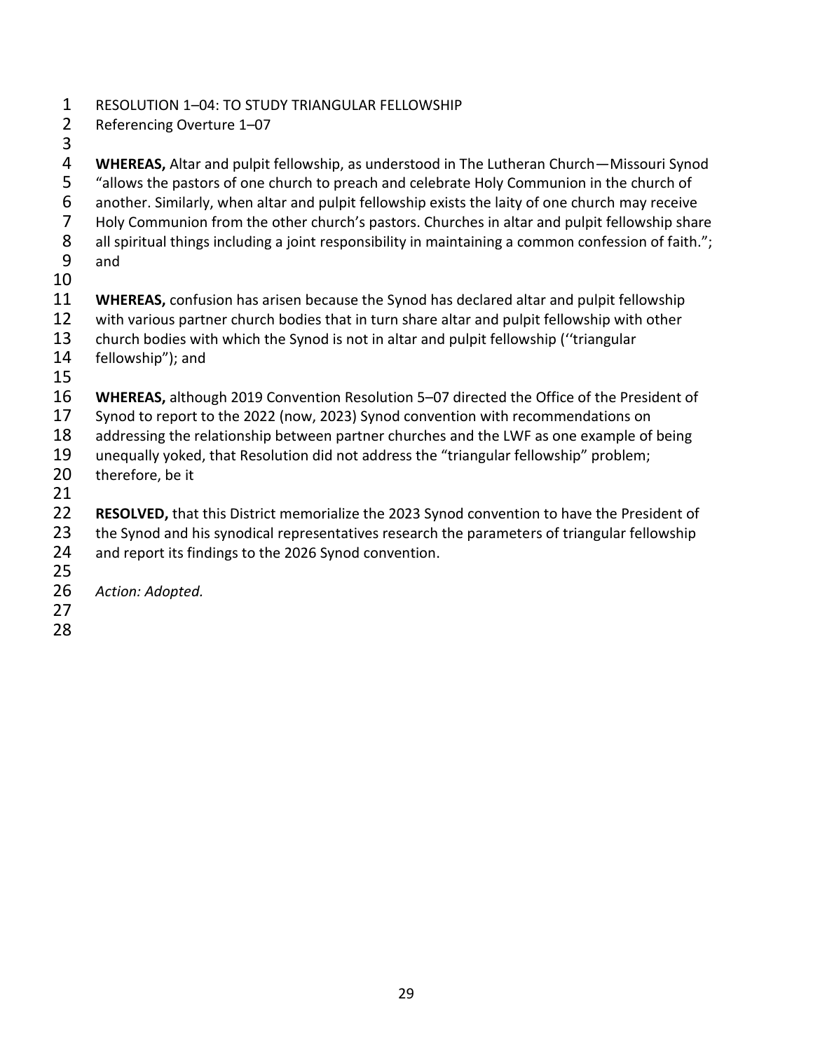RESOLUTION 1–04: TO STUDY TRIANGULAR FELLOWSHIP
Referencing Overture 1–07

**WHEREAS,** Altar and pulpit fellowship, as understood in The Lutheran Church—Missouri Synod "allows the pastors of one church to preach and celebrate Holy Communion in the church of another. Similarly, when altar and pulpit fellowship exists the laity of one church may receive Holy Communion from the other church's pastors. Churches in altar and pulpit fellowship share all spiritual things including a joint responsibility in maintaining a common confession of faith."; and

**WHEREAS,** confusion has arisen because the Synod has declared altar and pulpit fellowship with various partner church bodies that in turn share altar and pulpit fellowship with other church bodies with which the Synod is not in altar and pulpit fellowship (''triangular fellowship"); and

**WHEREAS,** although 2019 Convention Resolution 5–07 directed the Office of the President of Synod to report to the 2022 (now, 2023) Synod convention with recommendations on addressing the relationship between partner churches and the LWF as one example of being unequally yoked, that Resolution did not address the "triangular fellowship" problem; therefore, be it

**RESOLVED,** that this District memorialize the 2023 Synod convention to have the President of the Synod and his synodical representatives research the parameters of triangular fellowship and report its findings to the 2026 Synod convention.

*Action: Adopted.*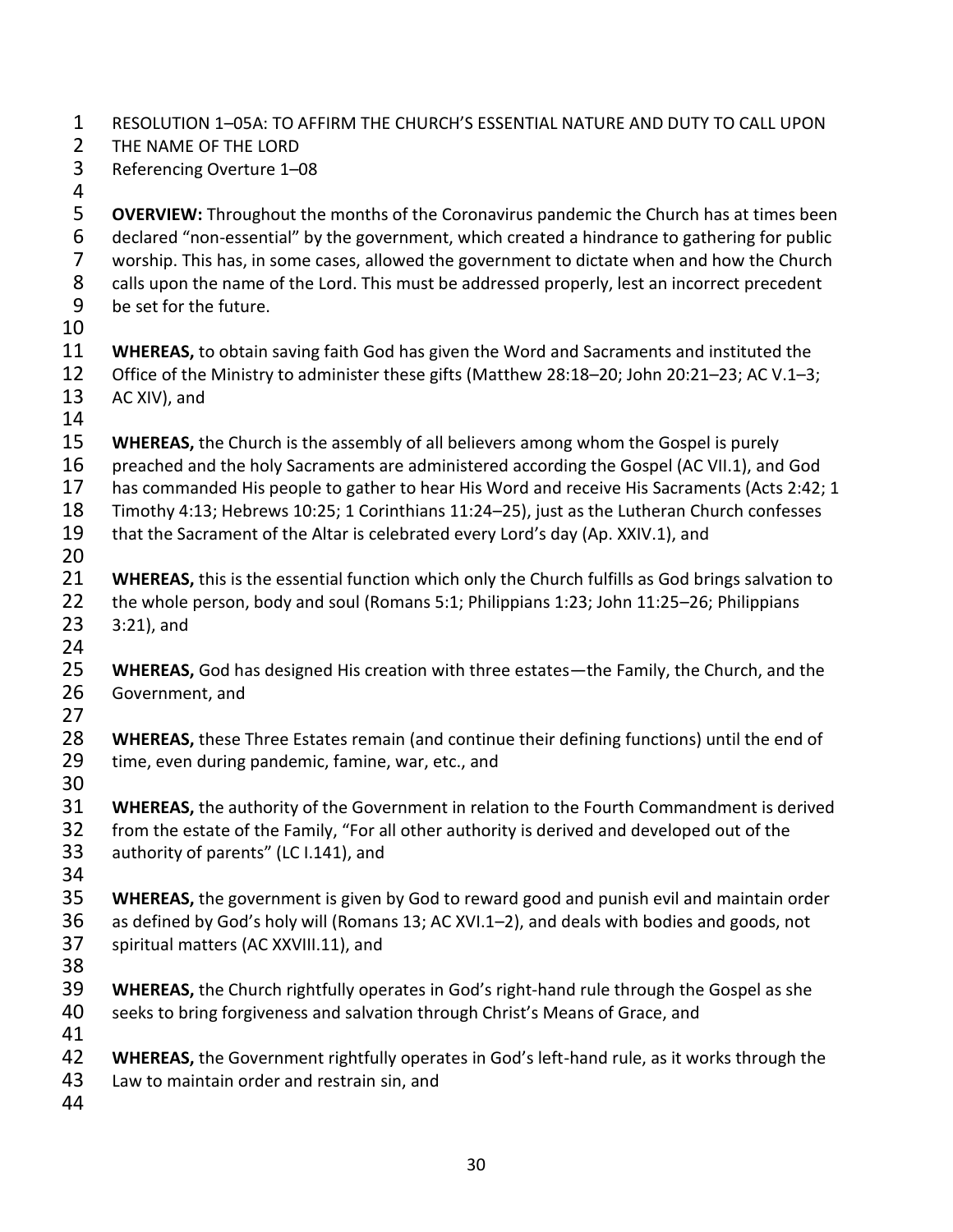RESOLUTION 1–05A: TO AFFIRM THE CHURCH'S ESSENTIAL NATURE AND DUTY TO CALL UPON THE NAME OF THE LORD

Referencing Overture 1–08

**OVERVIEW:** Throughout the months of the Coronavirus pandemic the Church has at times been declared "non-essential" by the government, which created a hindrance to gathering for public worship. This has, in some cases, allowed the government to dictate when and how the Church calls upon the name of the Lord. This must be addressed properly, lest an incorrect precedent be set for the future.

**WHEREAS,** to obtain saving faith God has given the Word and Sacraments and instituted the Office of the Ministry to administer these gifts (Matthew 28:18–20; John 20:21–23; AC V.1–3; AC XIV), and

**WHEREAS,** the Church is the assembly of all believers among whom the Gospel is purely preached and the holy Sacraments are administered according the Gospel (AC VII.1), and God has commanded His people to gather to hear His Word and receive His Sacraments (Acts 2:42; 1 Timothy 4:13; Hebrews 10:25; 1 Corinthians 11:24–25), just as the Lutheran Church confesses that the Sacrament of the Altar is celebrated every Lord's day (Ap. XXIV.1), and

**WHEREAS,** this is the essential function which only the Church fulfills as God brings salvation to the whole person, body and soul (Romans 5:1; Philippians 1:23; John 11:25–26; Philippians 3:21), and

**WHEREAS,** God has designed His creation with three estates—the Family, the Church, and the Government, and

**WHEREAS,** these Three Estates remain (and continue their defining functions) until the end of time, even during pandemic, famine, war, etc., and

**WHEREAS,** the authority of the Government in relation to the Fourth Commandment is derived from the estate of the Family, "For all other authority is derived and developed out of the authority of parents" (LC I.141), and

**WHEREAS,** the government is given by God to reward good and punish evil and maintain order as defined by God's holy will (Romans 13; AC XVI.1–2), and deals with bodies and goods, not spiritual matters (AC XXVIII.11), and

**WHEREAS,** the Church rightfully operates in God's right-hand rule through the Gospel as she seeks to bring forgiveness and salvation through Christ's Means of Grace, and

**WHEREAS,** the Government rightfully operates in God's left-hand rule, as it works through the Law to maintain order and restrain sin, and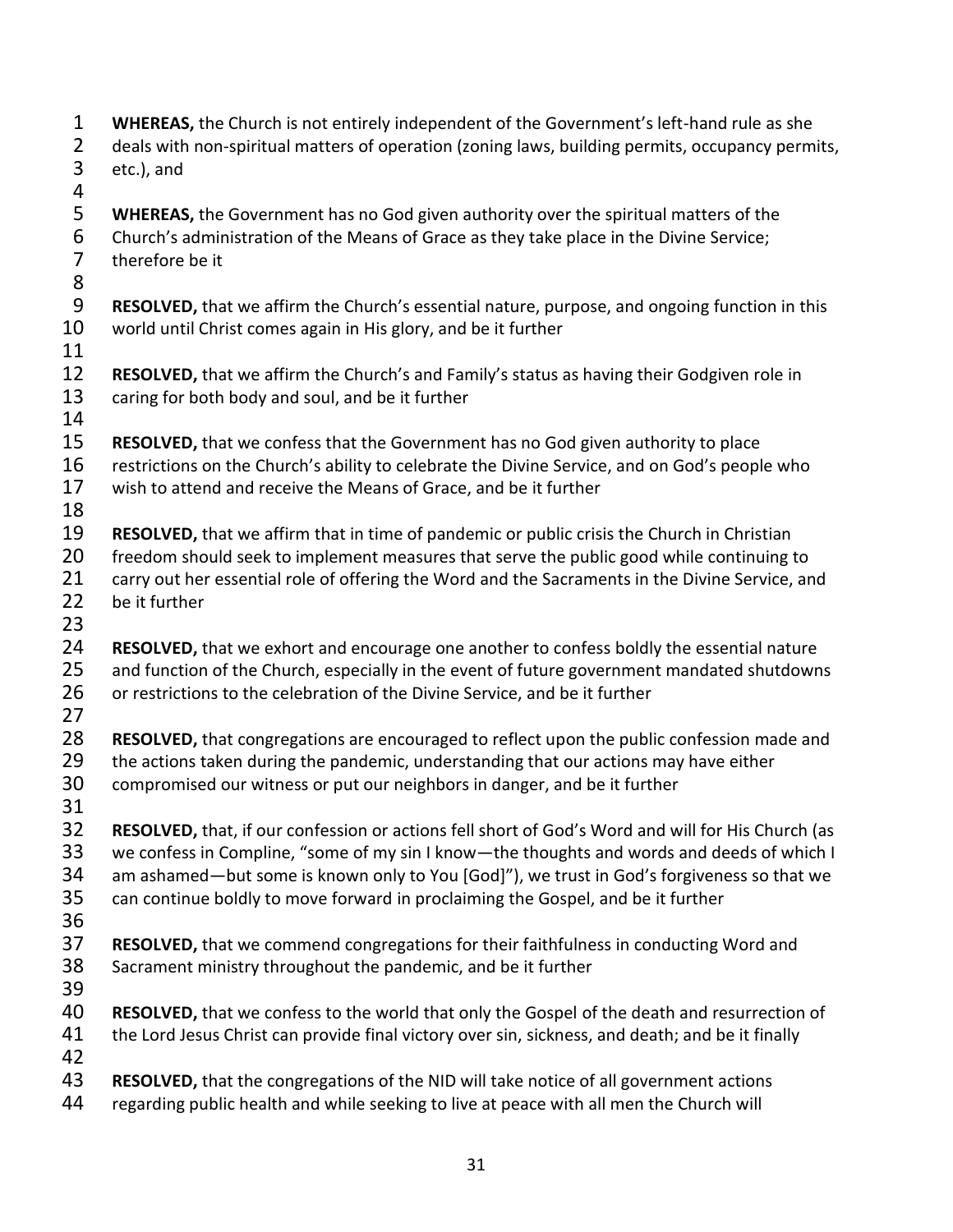**WHEREAS,** the Church is not entirely independent of the Government's left-hand rule as she deals with non-spiritual matters of operation (zoning laws, building permits, occupancy permits, etc.), and

**WHEREAS,** the Government has no God given authority over the spiritual matters of the Church's administration of the Means of Grace as they take place in the Divine Service; therefore be it

**RESOLVED,** that we affirm the Church's essential nature, purpose, and ongoing function in this world until Christ comes again in His glory, and be it further

**RESOLVED,** that we affirm the Church's and Family's status as having their Godgiven role in caring for both body and soul, and be it further

**RESOLVED,** that we confess that the Government has no God given authority to place restrictions on the Church's ability to celebrate the Divine Service, and on God's people who wish to attend and receive the Means of Grace, and be it further

**RESOLVED,** that we affirm that in time of pandemic or public crisis the Church in Christian freedom should seek to implement measures that serve the public good while continuing to carry out her essential role of offering the Word and the Sacraments in the Divine Service, and be it further

**RESOLVED,** that we exhort and encourage one another to confess boldly the essential nature and function of the Church, especially in the event of future government mandated shutdowns or restrictions to the celebration of the Divine Service, and be it further

**RESOLVED,** that congregations are encouraged to reflect upon the public confession made and the actions taken during the pandemic, understanding that our actions may have either compromised our witness or put our neighbors in danger, and be it further

**RESOLVED,** that, if our confession or actions fell short of God's Word and will for His Church (as we confess in Compline, "some of my sin I know—the thoughts and words and deeds of which I am ashamed—but some is known only to You [God]"), we trust in God's forgiveness so that we can continue boldly to move forward in proclaiming the Gospel, and be it further

**RESOLVED,** that we commend congregations for their faithfulness in conducting Word and Sacrament ministry throughout the pandemic, and be it further

**RESOLVED,** that we confess to the world that only the Gospel of the death and resurrection of the Lord Jesus Christ can provide final victory over sin, sickness, and death; and be it finally

**RESOLVED,** that the congregations of the NID will take notice of all government actions regarding public health and while seeking to live at peace with all men the Church will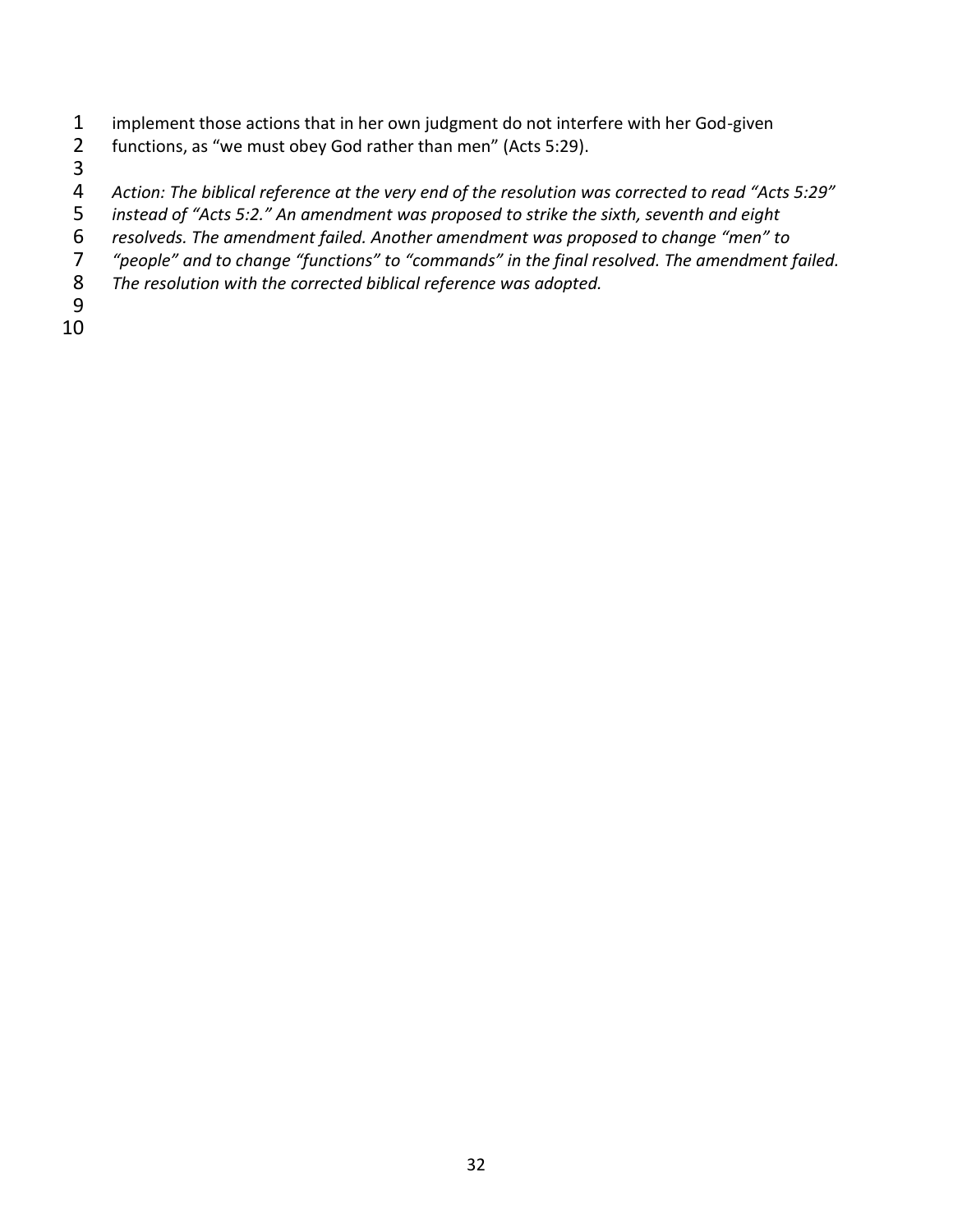implement those actions that in her own judgment do not interfere with her God-given functions, as "we must obey God rather than men" (Acts 5:29).

*Action: The biblical reference at the very end of the resolution was corrected to read "Acts 5:29" instead of "Acts 5:2." An amendment was proposed to strike the sixth, seventh and eight resolveds. The amendment failed. Another amendment was proposed to change "men" to "people" and to change "functions" to "commands" in the final resolved. The amendment failed. The resolution with the corrected biblical reference was adopted.*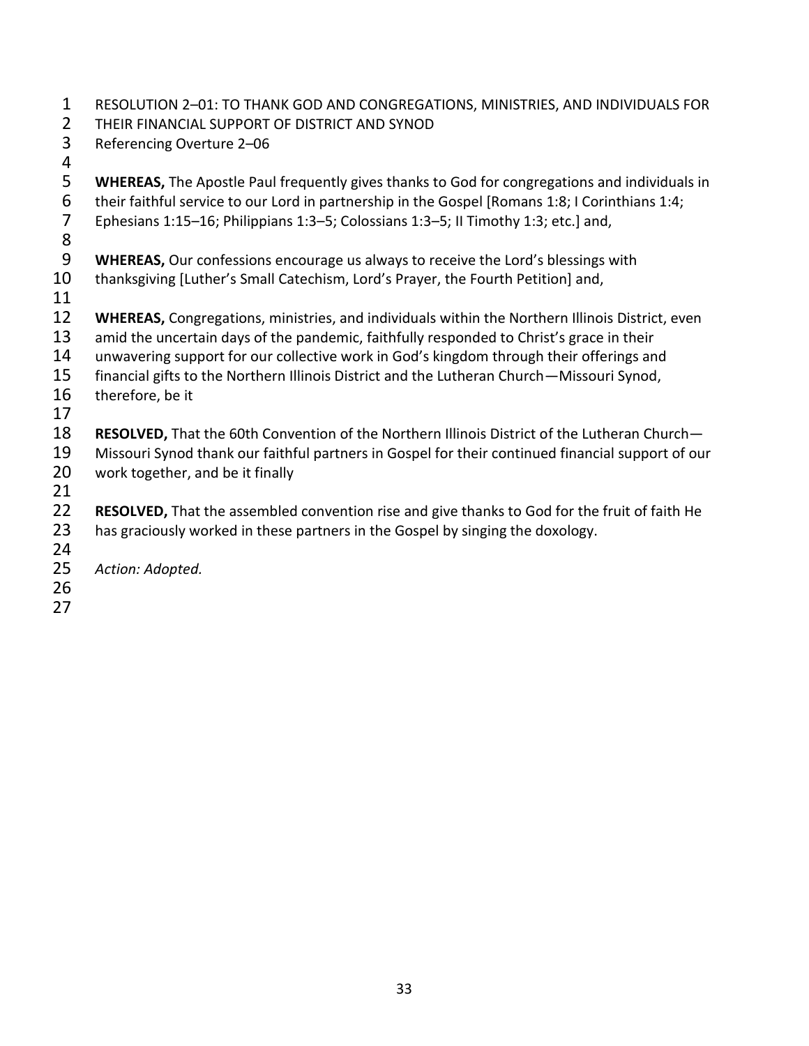## RESOLUTION 2–01: TO THANK GOD AND CONGREGATIONS, MINISTRIES, AND INDIVIDUALS FOR THEIR FINANCIAL SUPPORT OF DISTRICT AND SYNOD

Referencing Overture 2–06

**WHEREAS,** The Apostle Paul frequently gives thanks to God for congregations and individuals in their faithful service to our Lord in partnership in the Gospel [Romans 1:8; I Corinthians 1:4; Ephesians 1:15–16; Philippians 1:3–5; Colossians 1:3–5; II Timothy 1:3; etc.] and,

**WHEREAS,** Our confessions encourage us always to receive the Lord's blessings with thanksgiving [Luther's Small Catechism, Lord's Prayer, the Fourth Petition] and,

**WHEREAS,** Congregations, ministries, and individuals within the Northern Illinois District, even amid the uncertain days of the pandemic, faithfully responded to Christ's grace in their unwavering support for our collective work in God's kingdom through their offerings and financial gifts to the Northern Illinois District and the Lutheran Church—Missouri Synod, therefore, be it

**RESOLVED,** That the 60th Convention of the Northern Illinois District of the Lutheran Church—Missouri Synod thank our faithful partners in Gospel for their continued financial support of our work together, and be it finally

**RESOLVED,** That the assembled convention rise and give thanks to God for the fruit of faith He has graciously worked in these partners in the Gospel by singing the doxology.

*Action: Adopted.*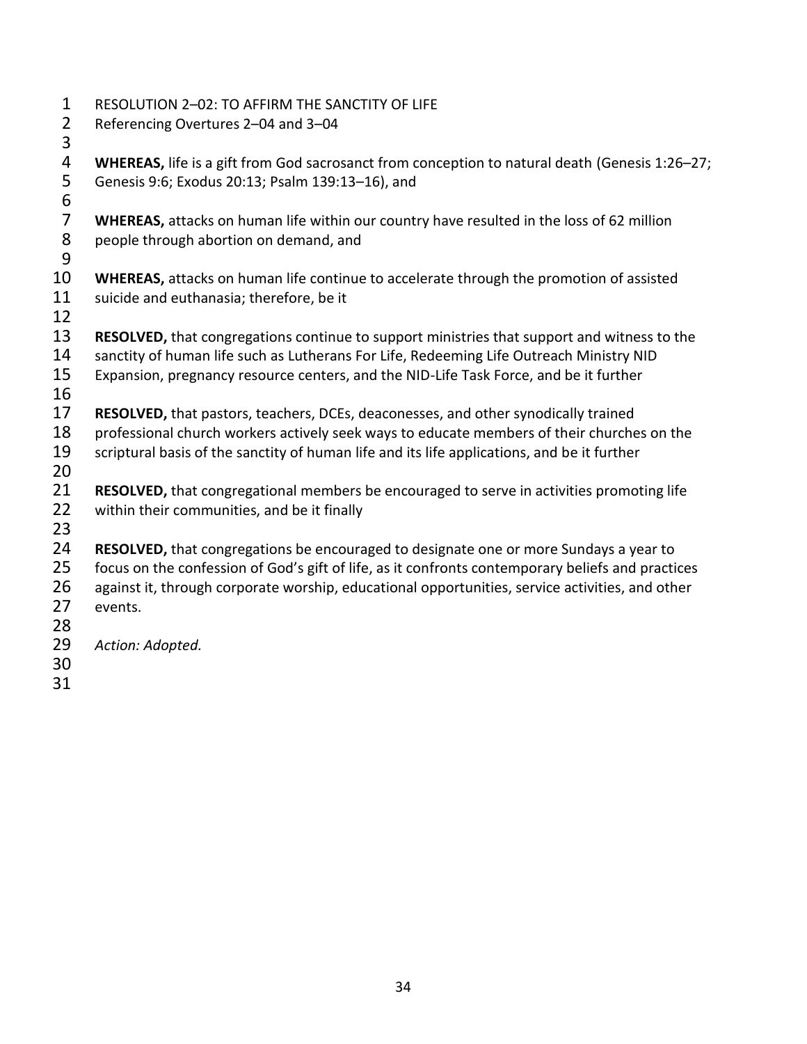RESOLUTION 2–02: TO AFFIRM THE SANCTITY OF LIFE
Referencing Overtures 2–04 and 3–04

**WHEREAS,** life is a gift from God sacrosanct from conception to natural death (Genesis 1:26–27; Genesis 9:6; Exodus 20:13; Psalm 139:13–16), and

**WHEREAS,** attacks on human life within our country have resulted in the loss of 62 million people through abortion on demand, and

**WHEREAS,** attacks on human life continue to accelerate through the promotion of assisted suicide and euthanasia; therefore, be it

**RESOLVED,** that congregations continue to support ministries that support and witness to the sanctity of human life such as Lutherans For Life, Redeeming Life Outreach Ministry NID Expansion, pregnancy resource centers, and the NID-Life Task Force, and be it further

**RESOLVED,** that pastors, teachers, DCEs, deaconesses, and other synodically trained professional church workers actively seek ways to educate members of their churches on the scriptural basis of the sanctity of human life and its life applications, and be it further

**RESOLVED,** that congregational members be encouraged to serve in activities promoting life within their communities, and be it finally

**RESOLVED,** that congregations be encouraged to designate one or more Sundays a year to focus on the confession of God's gift of life, as it confronts contemporary beliefs and practices against it, through corporate worship, educational opportunities, service activities, and other events.

*Action: Adopted.*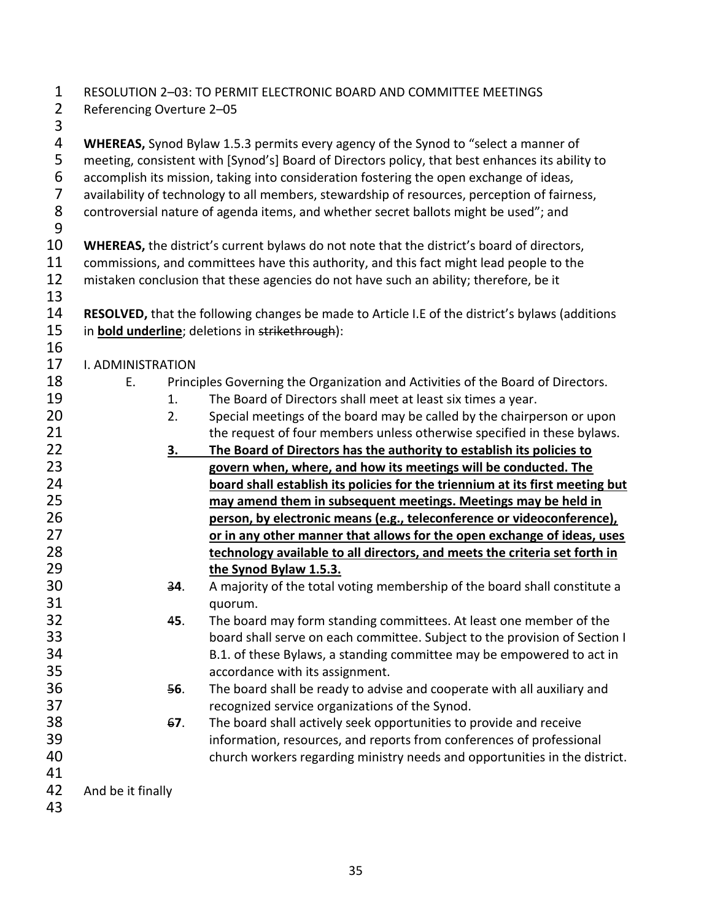RESOLUTION 2–03: TO PERMIT ELECTRONIC BOARD AND COMMITTEE MEETINGS
Referencing Overture 2–05

**WHEREAS,** Synod Bylaw 1.5.3 permits every agency of the Synod to "select a manner of meeting, consistent with [Synod's] Board of Directors policy, that best enhances its ability to accomplish its mission, taking into consideration fostering the open exchange of ideas, availability of technology to all members, stewardship of resources, perception of fairness, controversial nature of agenda items, and whether secret ballots might be used"; and

**WHEREAS,** the district's current bylaws do not note that the district's board of directors, commissions, and committees have this authority, and this fact might lead people to the mistaken conclusion that these agencies do not have such an ability; therefore, be it

**RESOLVED,** that the following changes be made to Article I.E of the district's bylaws (additions in <u>**bold underline**</u>; deletions in ~~strikethrough~~):

I. ADMINISTRATION

E. Principles Governing the Organization and Activities of the Board of Directors.

1. The Board of Directors shall meet at least six times a year.
2. Special meetings of the board may be called by the chairperson or upon the request of four members unless otherwise specified in these bylaws.

<u>**3. The Board of Directors has the authority to establish its policies to govern when, where, and how its meetings will be conducted. The board shall establish its policies for the triennium at its first meeting but may amend them in subsequent meetings. Meetings may be held in person, by electronic means (e.g., teleconference or videoconference), or in any other manner that allows for the open exchange of ideas, uses technology available to all directors, and meets the criteria set forth in the Synod Bylaw 1.5.3.**</u>

~~3~~**4**. A majority of the total voting membership of the board shall constitute a quorum.

~~4~~**5**. The board may form standing committees. At least one member of the board shall serve on each committee. Subject to the provision of Section I B.1. of these Bylaws, a standing committee may be empowered to act in accordance with its assignment.

~~5~~**6**. The board shall be ready to advise and cooperate with all auxiliary and recognized service organizations of the Synod.

~~6~~**7**. The board shall actively seek opportunities to provide and receive information, resources, and reports from conferences of professional church workers regarding ministry needs and opportunities in the district.

And be it finally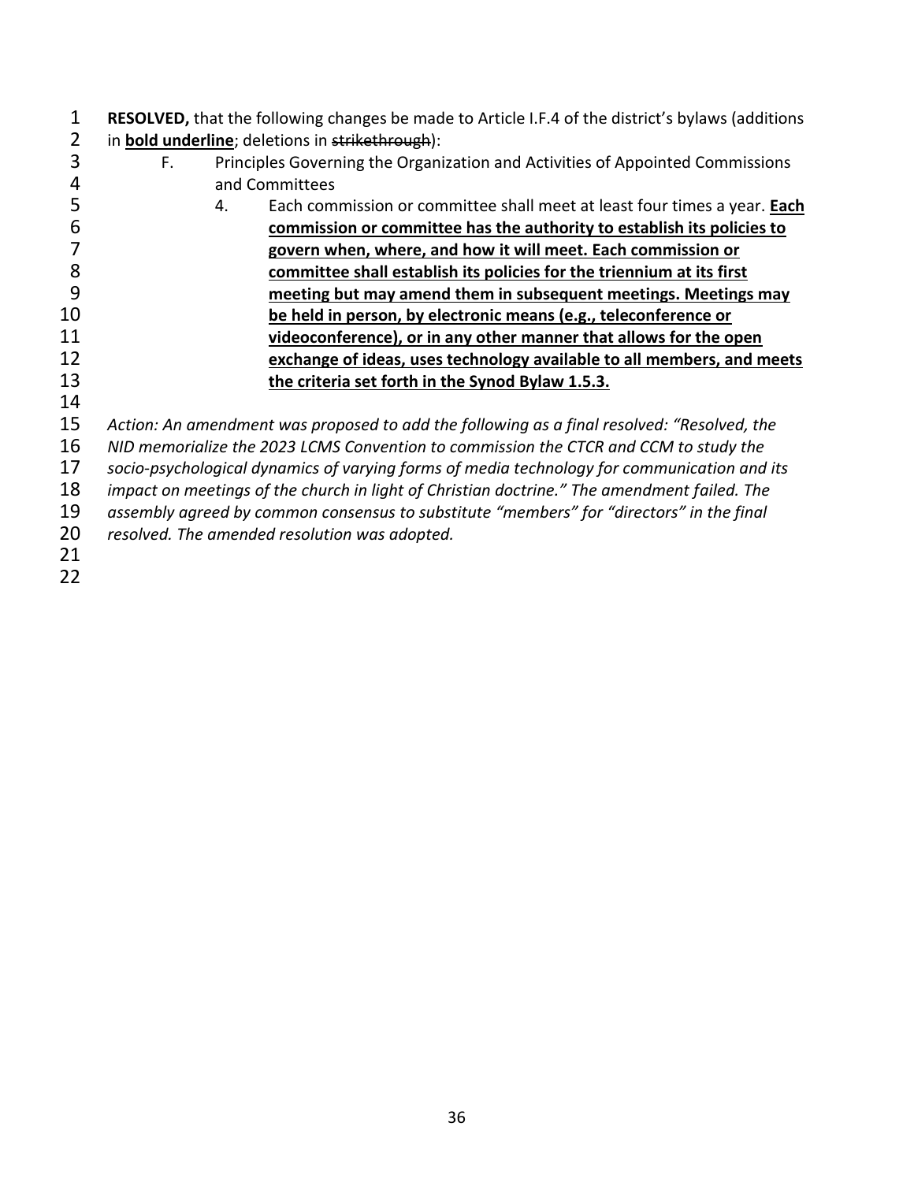**RESOLVED,** that the following changes be made to Article I.F.4 of the district's bylaws (additions in **<u>bold underline</u>**; deletions in ~~strikethrough~~):

F. Principles Governing the Organization and Activities of Appointed Commissions and Committees

4. Each commission or committee shall meet at least four times a year. **<u>Each commission or committee has the authority to establish its policies to govern when, where, and how it will meet. Each commission or committee shall establish its policies for the triennium at its first meeting but may amend them in subsequent meetings. Meetings may be held in person, by electronic means (e.g., teleconference or videoconference), or in any other manner that allows for the open exchange of ideas, uses technology available to all members, and meets the criteria set forth in the Synod Bylaw 1.5.3.</u>**

*Action: An amendment was proposed to add the following as a final resolved: "Resolved, the NID memorialize the 2023 LCMS Convention to commission the CTCR and CCM to study the socio-psychological dynamics of varying forms of media technology for communication and its impact on meetings of the church in light of Christian doctrine." The amendment failed. The assembly agreed by common consensus to substitute "members" for "directors" in the final resolved. The amended resolution was adopted.*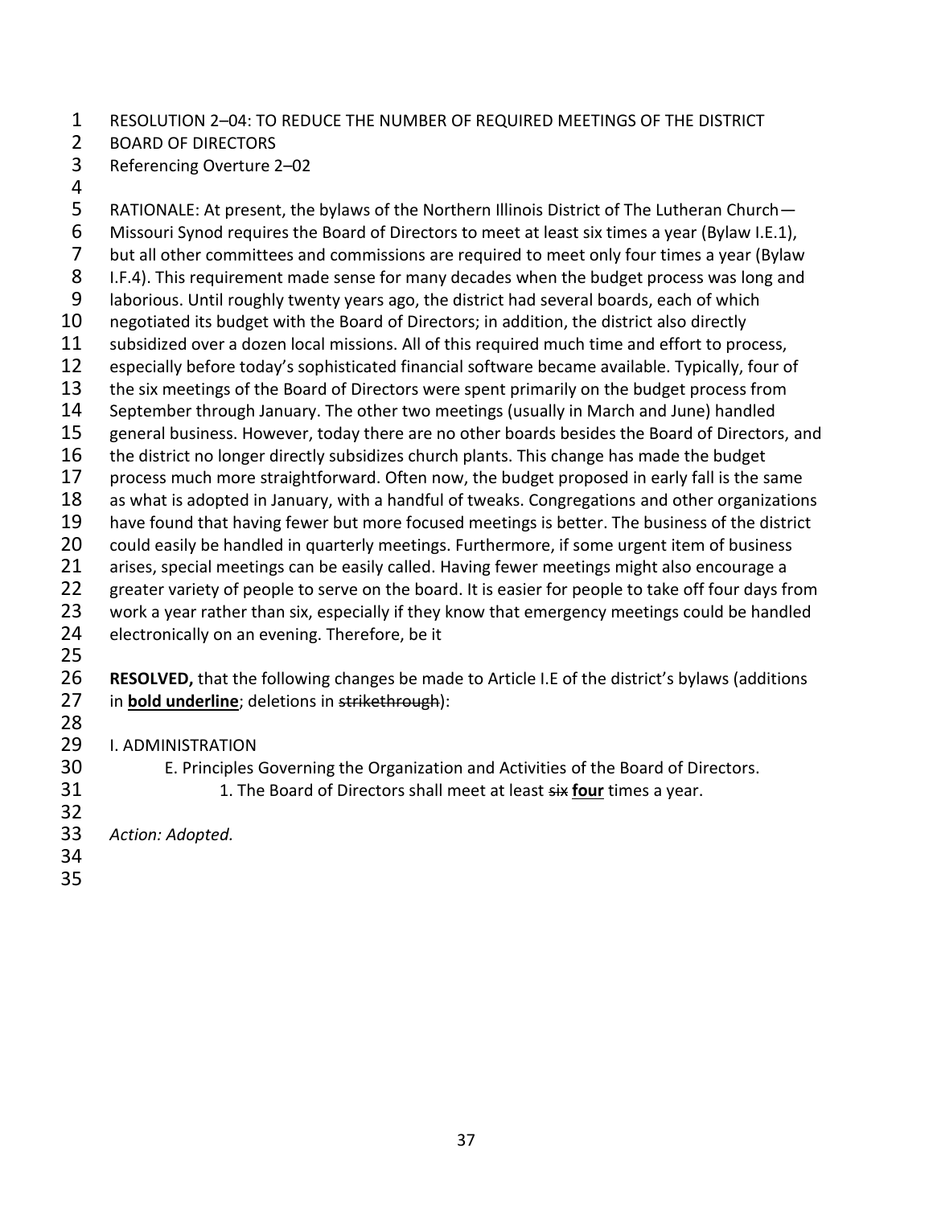RESOLUTION 2–04: TO REDUCE THE NUMBER OF REQUIRED MEETINGS OF THE DISTRICT BOARD OF DIRECTORS

Referencing Overture 2–02

RATIONALE: At present, the bylaws of the Northern Illinois District of The Lutheran Church—Missouri Synod requires the Board of Directors to meet at least six times a year (Bylaw I.E.1), but all other committees and commissions are required to meet only four times a year (Bylaw I.F.4). This requirement made sense for many decades when the budget process was long and laborious. Until roughly twenty years ago, the district had several boards, each of which negotiated its budget with the Board of Directors; in addition, the district also directly subsidized over a dozen local missions. All of this required much time and effort to process, especially before today's sophisticated financial software became available. Typically, four of the six meetings of the Board of Directors were spent primarily on the budget process from September through January. The other two meetings (usually in March and June) handled general business. However, today there are no other boards besides the Board of Directors, and the district no longer directly subsidizes church plants. This change has made the budget process much more straightforward. Often now, the budget proposed in early fall is the same as what is adopted in January, with a handful of tweaks. Congregations and other organizations have found that having fewer but more focused meetings is better. The business of the district could easily be handled in quarterly meetings. Furthermore, if some urgent item of business arises, special meetings can be easily called. Having fewer meetings might also encourage a greater variety of people to serve on the board. It is easier for people to take off four days from work a year rather than six, especially if they know that emergency meetings could be handled electronically on an evening. Therefore, be it

**RESOLVED,** that the following changes be made to Article I.E of the district's bylaws (additions in <u>**bold underline**</u>; deletions in ~~strikethrough~~):

I. ADMINISTRATION

E. Principles Governing the Organization and Activities of the Board of Directors.

1. The Board of Directors shall meet at least ~~six~~ <u>**four**</u> times a year.

*Action: Adopted.*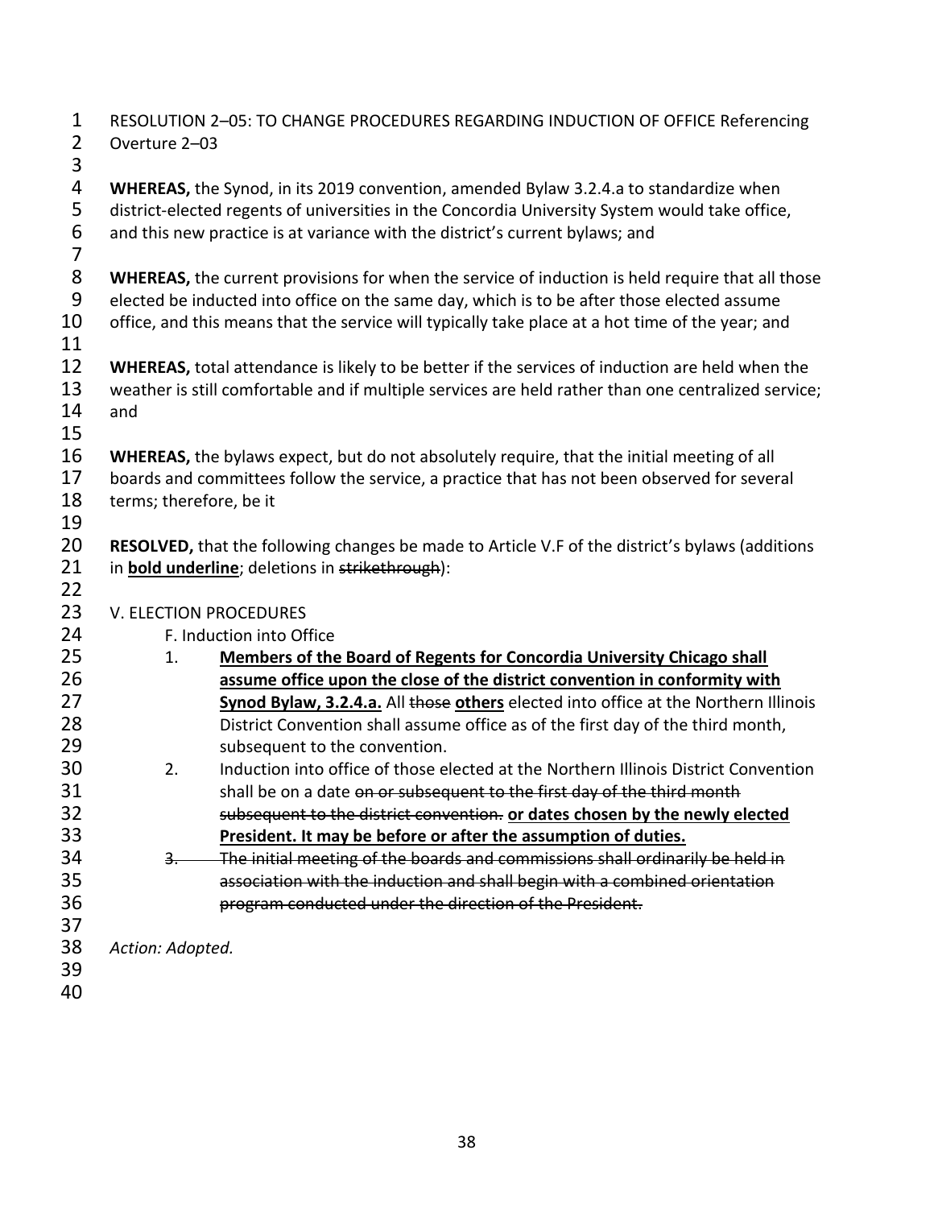RESOLUTION 2–05: TO CHANGE PROCEDURES REGARDING INDUCTION OF OFFICE Referencing Overture 2–03

**WHEREAS,** the Synod, in its 2019 convention, amended Bylaw 3.2.4.a to standardize when district-elected regents of universities in the Concordia University System would take office, and this new practice is at variance with the district's current bylaws; and

**WHEREAS,** the current provisions for when the service of induction is held require that all those elected be inducted into office on the same day, which is to be after those elected assume office, and this means that the service will typically take place at a hot time of the year; and

**WHEREAS,** total attendance is likely to be better if the services of induction are held when the weather is still comfortable and if multiple services are held rather than one centralized service; and

**WHEREAS,** the bylaws expect, but do not absolutely require, that the initial meeting of all boards and committees follow the service, a practice that has not been observed for several terms; therefore, be it

**RESOLVED,** that the following changes be made to Article V.F of the district's bylaws (additions in <u>**bold underline**</u>; deletions in ~~strikethrough~~):

V. ELECTION PROCEDURES

F. Induction into Office

1. <u>**Members of the Board of Regents for Concordia University Chicago shall assume office upon the close of the district convention in conformity with Synod Bylaw, 3.2.4.a.**</u> All ~~those~~ <u>**others**</u> elected into office at the Northern Illinois District Convention shall assume office as of the first day of the third month, subsequent to the convention.
2. Induction into office of those elected at the Northern Illinois District Convention shall be on a date ~~on or subsequent to the first day of the third month subsequent to the district convention.~~ <u>**or dates chosen by the newly elected President. It may be before or after the assumption of duties.**</u>
3. ~~The initial meeting of the boards and commissions shall ordinarily be held in association with the induction and shall begin with a combined orientation program conducted under the direction of the President.~~

*Action: Adopted.*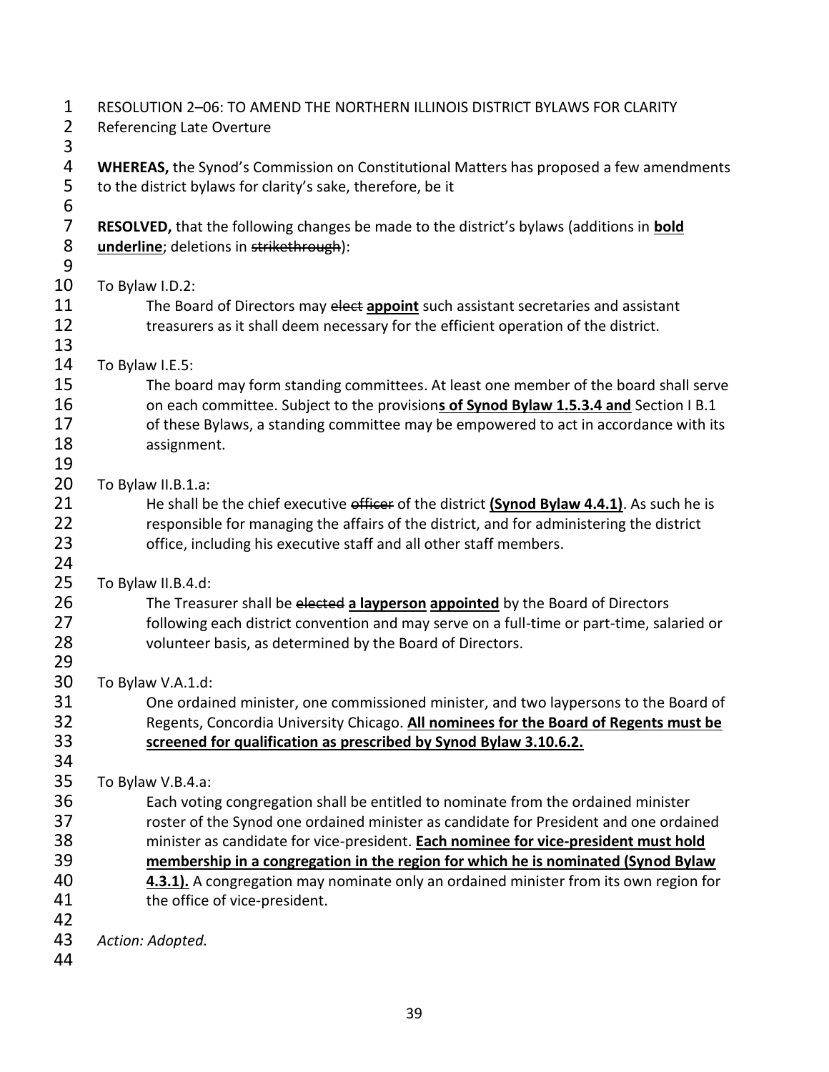RESOLUTION 2–06: TO AMEND THE NORTHERN ILLINOIS DISTRICT BYLAWS FOR CLARITY
Referencing Late Overture

**WHEREAS,** the Synod's Commission on Constitutional Matters has proposed a few amendments to the district bylaws for clarity's sake, therefore, be it

**RESOLVED,** that the following changes be made to the district's bylaws (additions in **<u>bold underline</u>**; deletions in ~~strikethrough~~):

To Bylaw I.D.2:

> The Board of Directors may ~~elect~~ **<u>appoint</u>** such assistant secretaries and assistant treasurers as it shall deem necessary for the efficient operation of the district.

To Bylaw I.E.5:

> The board may form standing committees. At least one member of the board shall serve on each committee. Subject to the provision**<u>s of Synod Bylaw 1.5.3.4 and</u>** Section I B.1 of these Bylaws, a standing committee may be empowered to act in accordance with its assignment.

To Bylaw II.B.1.a:

> He shall be the chief executive ~~officer~~ of the district **<u>(Synod Bylaw 4.4.1)</u>**. As such he is responsible for managing the affairs of the district, and for administering the district office, including his executive staff and all other staff members.

To Bylaw II.B.4.d:

> The Treasurer shall be ~~elected~~ **<u>a layperson</u>** **<u>appointed</u>** by the Board of Directors following each district convention and may serve on a full-time or part-time, salaried or volunteer basis, as determined by the Board of Directors.

To Bylaw V.A.1.d:

> One ordained minister, one commissioned minister, and two laypersons to the Board of Regents, Concordia University Chicago. **<u>All nominees for the Board of Regents must be screened for qualification as prescribed by Synod Bylaw 3.10.6.2.</u>**

To Bylaw V.B.4.a:

> Each voting congregation shall be entitled to nominate from the ordained minister roster of the Synod one ordained minister as candidate for President and one ordained minister as candidate for vice-president. **<u>Each nominee for vice-president must hold membership in a congregation in the region for which he is nominated (Synod Bylaw 4.3.1).</u>** A congregation may nominate only an ordained minister from its own region for the office of vice-president.

*Action: Adopted.*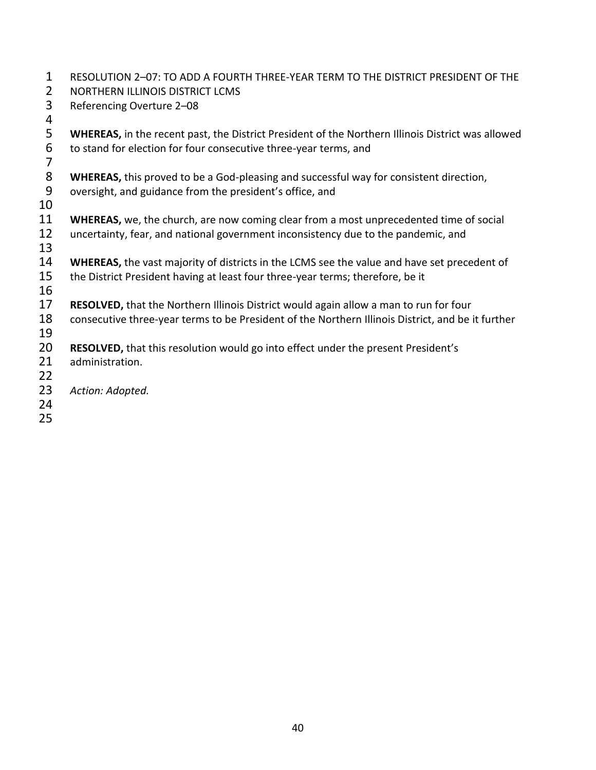RESOLUTION 2–07: TO ADD A FOURTH THREE-YEAR TERM TO THE DISTRICT PRESIDENT OF THE NORTHERN ILLINOIS DISTRICT LCMS

Referencing Overture 2–08

**WHEREAS,** in the recent past, the District President of the Northern Illinois District was allowed to stand for election for four consecutive three-year terms, and

**WHEREAS,** this proved to be a God-pleasing and successful way for consistent direction, oversight, and guidance from the president's office, and

**WHEREAS,** we, the church, are now coming clear from a most unprecedented time of social uncertainty, fear, and national government inconsistency due to the pandemic, and

**WHEREAS,** the vast majority of districts in the LCMS see the value and have set precedent of the District President having at least four three-year terms; therefore, be it

**RESOLVED,** that the Northern Illinois District would again allow a man to run for four consecutive three-year terms to be President of the Northern Illinois District, and be it further

**RESOLVED,** that this resolution would go into effect under the present President's administration.

*Action: Adopted.*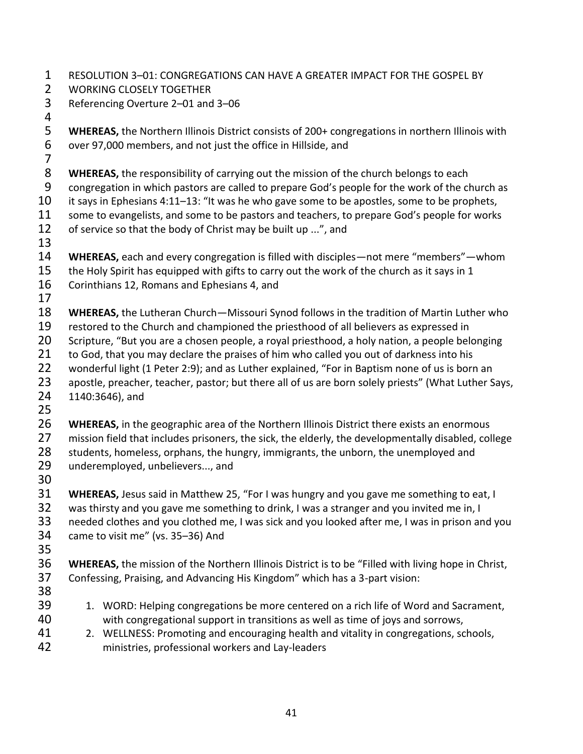RESOLUTION 3–01: CONGREGATIONS CAN HAVE A GREATER IMPACT FOR THE GOSPEL BY WORKING CLOSELY TOGETHER
Referencing Overture 2–01 and 3–06

**WHEREAS,** the Northern Illinois District consists of 200+ congregations in northern Illinois with over 97,000 members, and not just the office in Hillside, and

**WHEREAS,** the responsibility of carrying out the mission of the church belongs to each congregation in which pastors are called to prepare God's people for the work of the church as it says in Ephesians 4:11–13: "It was he who gave some to be apostles, some to be prophets, some to evangelists, and some to be pastors and teachers, to prepare God's people for works of service so that the body of Christ may be built up ...", and

**WHEREAS,** each and every congregation is filled with disciples—not mere "members"—whom the Holy Spirit has equipped with gifts to carry out the work of the church as it says in 1 Corinthians 12, Romans and Ephesians 4, and

**WHEREAS,** the Lutheran Church—Missouri Synod follows in the tradition of Martin Luther who restored to the Church and championed the priesthood of all believers as expressed in Scripture, "But you are a chosen people, a royal priesthood, a holy nation, a people belonging to God, that you may declare the praises of him who called you out of darkness into his wonderful light (1 Peter 2:9); and as Luther explained, "For in Baptism none of us is born an apostle, preacher, teacher, pastor; but there all of us are born solely priests" (What Luther Says, 1140:3646), and

**WHEREAS,** in the geographic area of the Northern Illinois District there exists an enormous mission field that includes prisoners, the sick, the elderly, the developmentally disabled, college students, homeless, orphans, the hungry, immigrants, the unborn, the unemployed and underemployed, unbelievers..., and

**WHEREAS,** Jesus said in Matthew 25, "For I was hungry and you gave me something to eat, I was thirsty and you gave me something to drink, I was a stranger and you invited me in, I needed clothes and you clothed me, I was sick and you looked after me, I was in prison and you came to visit me" (vs. 35–36) And

**WHEREAS,** the mission of the Northern Illinois District is to be "Filled with living hope in Christ, Confessing, Praising, and Advancing His Kingdom" which has a 3-part vision:

1. WORD: Helping congregations be more centered on a rich life of Word and Sacrament, with congregational support in transitions as well as time of joys and sorrows,
2. WELLNESS: Promoting and encouraging health and vitality in congregations, schools, ministries, professional workers and Lay-leaders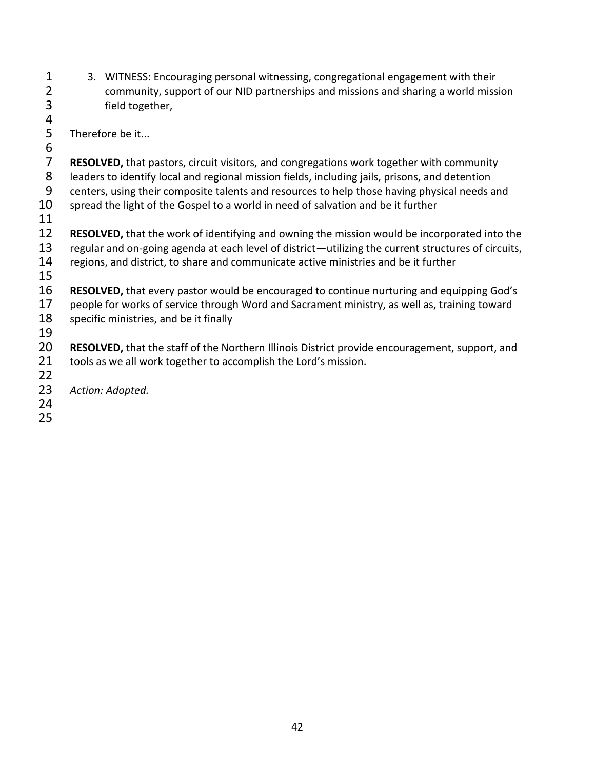3. WITNESS: Encouraging personal witnessing, congregational engagement with their community, support of our NID partnerships and missions and sharing a world mission field together,

Therefore be it...

**RESOLVED,** that pastors, circuit visitors, and congregations work together with community leaders to identify local and regional mission fields, including jails, prisons, and detention centers, using their composite talents and resources to help those having physical needs and spread the light of the Gospel to a world in need of salvation and be it further

**RESOLVED,** that the work of identifying and owning the mission would be incorporated into the regular and on-going agenda at each level of district—utilizing the current structures of circuits, regions, and district, to share and communicate active ministries and be it further

**RESOLVED,** that every pastor would be encouraged to continue nurturing and equipping God's people for works of service through Word and Sacrament ministry, as well as, training toward specific ministries, and be it finally

**RESOLVED,** that the staff of the Northern Illinois District provide encouragement, support, and tools as we all work together to accomplish the Lord's mission.

*Action: Adopted.*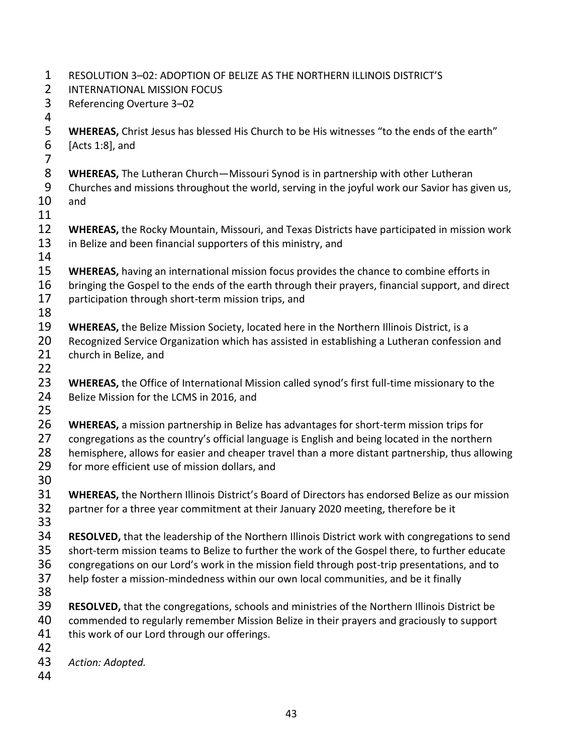RESOLUTION 3–02: ADOPTION OF BELIZE AS THE NORTHERN ILLINOIS DISTRICT'S INTERNATIONAL MISSION FOCUS

Referencing Overture 3–02

**WHEREAS,** Christ Jesus has blessed His Church to be His witnesses "to the ends of the earth" [Acts 1:8], and

**WHEREAS,** The Lutheran Church—Missouri Synod is in partnership with other Lutheran Churches and missions throughout the world, serving in the joyful work our Savior has given us, and

**WHEREAS,** the Rocky Mountain, Missouri, and Texas Districts have participated in mission work in Belize and been financial supporters of this ministry, and

**WHEREAS,** having an international mission focus provides the chance to combine efforts in bringing the Gospel to the ends of the earth through their prayers, financial support, and direct participation through short-term mission trips, and

**WHEREAS,** the Belize Mission Society, located here in the Northern Illinois District, is a Recognized Service Organization which has assisted in establishing a Lutheran confession and church in Belize, and

**WHEREAS,** the Office of International Mission called synod's first full-time missionary to the Belize Mission for the LCMS in 2016, and

**WHEREAS,** a mission partnership in Belize has advantages for short-term mission trips for congregations as the country's official language is English and being located in the northern hemisphere, allows for easier and cheaper travel than a more distant partnership, thus allowing for more efficient use of mission dollars, and

**WHEREAS,** the Northern Illinois District's Board of Directors has endorsed Belize as our mission partner for a three year commitment at their January 2020 meeting, therefore be it

**RESOLVED,** that the leadership of the Northern Illinois District work with congregations to send short-term mission teams to Belize to further the work of the Gospel there, to further educate congregations on our Lord's work in the mission field through post-trip presentations, and to help foster a mission-mindedness within our own local communities, and be it finally

**RESOLVED,** that the congregations, schools and ministries of the Northern Illinois District be commended to regularly remember Mission Belize in their prayers and graciously to support this work of our Lord through our offerings.

*Action: Adopted.*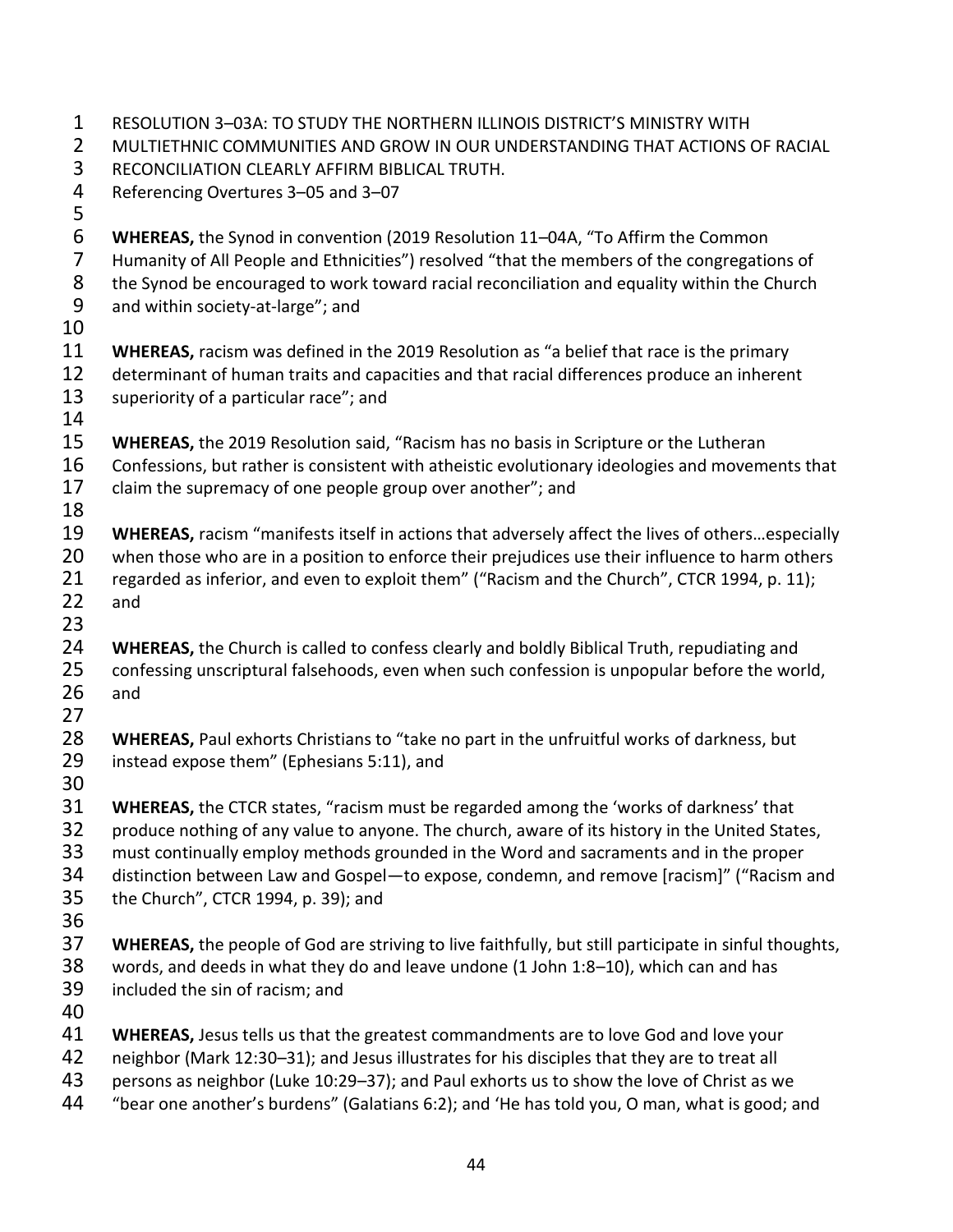RESOLUTION 3–03A: TO STUDY THE NORTHERN ILLINOIS DISTRICT'S MINISTRY WITH MULTIETHNIC COMMUNITIES AND GROW IN OUR UNDERSTANDING THAT ACTIONS OF RACIAL RECONCILIATION CLEARLY AFFIRM BIBLICAL TRUTH.

Referencing Overtures 3–05 and 3–07

**WHEREAS,** the Synod in convention (2019 Resolution 11–04A, "To Affirm the Common Humanity of All People and Ethnicities") resolved "that the members of the congregations of the Synod be encouraged to work toward racial reconciliation and equality within the Church and within society-at-large"; and

**WHEREAS,** racism was defined in the 2019 Resolution as "a belief that race is the primary determinant of human traits and capacities and that racial differences produce an inherent superiority of a particular race"; and

**WHEREAS,** the 2019 Resolution said, "Racism has no basis in Scripture or the Lutheran Confessions, but rather is consistent with atheistic evolutionary ideologies and movements that claim the supremacy of one people group over another"; and

**WHEREAS,** racism "manifests itself in actions that adversely affect the lives of others…especially when those who are in a position to enforce their prejudices use their influence to harm others regarded as inferior, and even to exploit them" ("Racism and the Church", CTCR 1994, p. 11); and

**WHEREAS,** the Church is called to confess clearly and boldly Biblical Truth, repudiating and confessing unscriptural falsehoods, even when such confession is unpopular before the world, and

**WHEREAS,** Paul exhorts Christians to "take no part in the unfruitful works of darkness, but instead expose them" (Ephesians 5:11), and

**WHEREAS,** the CTCR states, "racism must be regarded among the 'works of darkness' that produce nothing of any value to anyone. The church, aware of its history in the United States, must continually employ methods grounded in the Word and sacraments and in the proper distinction between Law and Gospel—to expose, condemn, and remove [racism]" ("Racism and the Church", CTCR 1994, p. 39); and

**WHEREAS,** the people of God are striving to live faithfully, but still participate in sinful thoughts, words, and deeds in what they do and leave undone (1 John 1:8–10), which can and has included the sin of racism; and

**WHEREAS,** Jesus tells us that the greatest commandments are to love God and love your neighbor (Mark 12:30–31); and Jesus illustrates for his disciples that they are to treat all persons as neighbor (Luke 10:29–37); and Paul exhorts us to show the love of Christ as we "bear one another's burdens" (Galatians 6:2); and 'He has told you, O man, what is good; and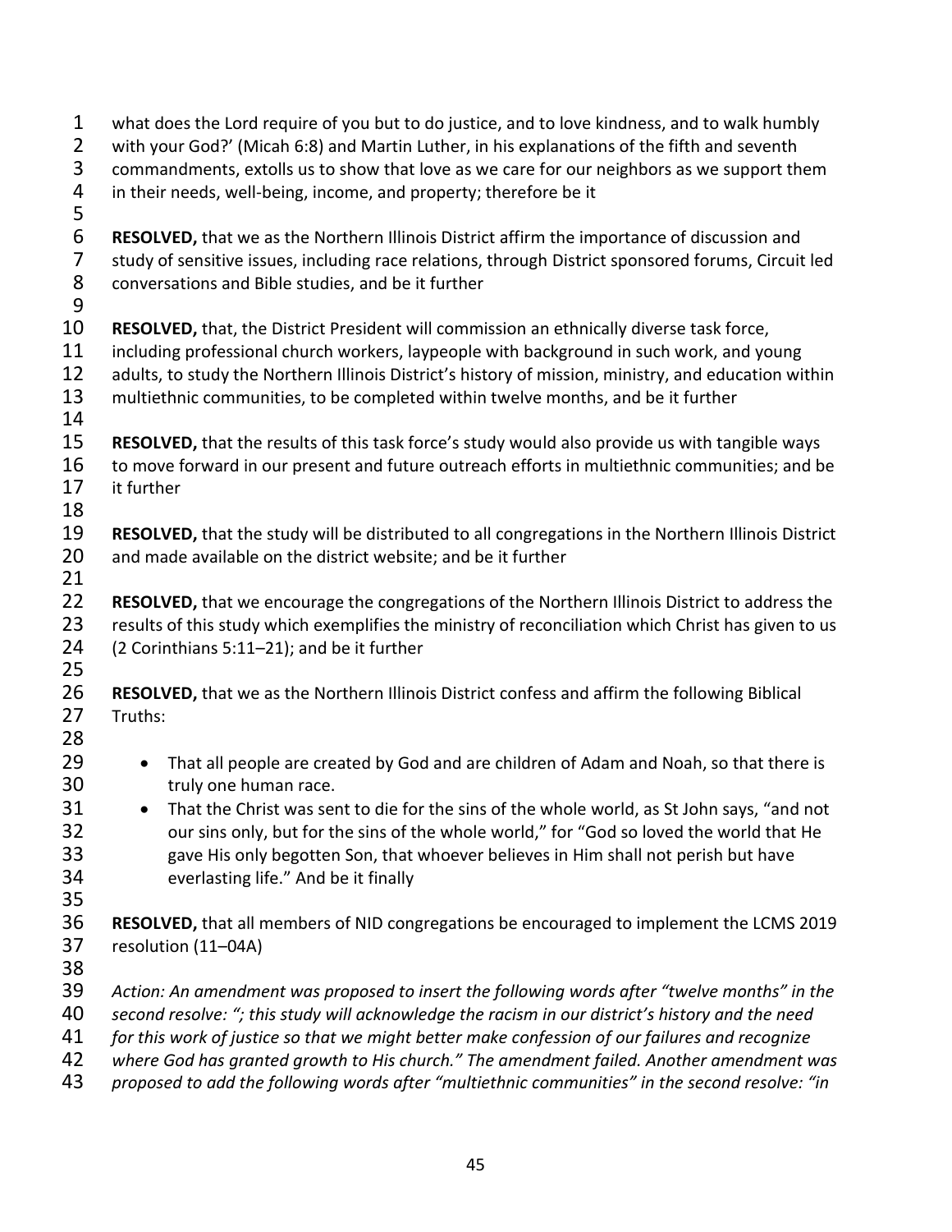what does the Lord require of you but to do justice, and to love kindness, and to walk humbly with your God?' (Micah 6:8) and Martin Luther, in his explanations of the fifth and seventh commandments, extolls us to show that love as we care for our neighbors as we support them in their needs, well-being, income, and property; therefore be it

**RESOLVED,** that we as the Northern Illinois District affirm the importance of discussion and study of sensitive issues, including race relations, through District sponsored forums, Circuit led conversations and Bible studies, and be it further

**RESOLVED,** that, the District President will commission an ethnically diverse task force, including professional church workers, laypeople with background in such work, and young adults, to study the Northern Illinois District's history of mission, ministry, and education within multiethnic communities, to be completed within twelve months, and be it further

**RESOLVED,** that the results of this task force's study would also provide us with tangible ways to move forward in our present and future outreach efforts in multiethnic communities; and be it further

**RESOLVED,** that the study will be distributed to all congregations in the Northern Illinois District and made available on the district website; and be it further

**RESOLVED,** that we encourage the congregations of the Northern Illinois District to address the results of this study which exemplifies the ministry of reconciliation which Christ has given to us (2 Corinthians 5:11–21); and be it further

**RESOLVED,** that we as the Northern Illinois District confess and affirm the following Biblical Truths:

- That all people are created by God and are children of Adam and Noah, so that there is truly one human race.
- That the Christ was sent to die for the sins of the whole world, as St John says, "and not our sins only, but for the sins of the whole world," for "God so loved the world that He gave His only begotten Son, that whoever believes in Him shall not perish but have everlasting life." And be it finally

**RESOLVED,** that all members of NID congregations be encouraged to implement the LCMS 2019 resolution (11–04A)

*Action: An amendment was proposed to insert the following words after "twelve months" in the second resolve: "; this study will acknowledge the racism in our district's history and the need for this work of justice so that we might better make confession of our failures and recognize where God has granted growth to His church." The amendment failed. Another amendment was proposed to add the following words after "multiethnic communities" in the second resolve: "in*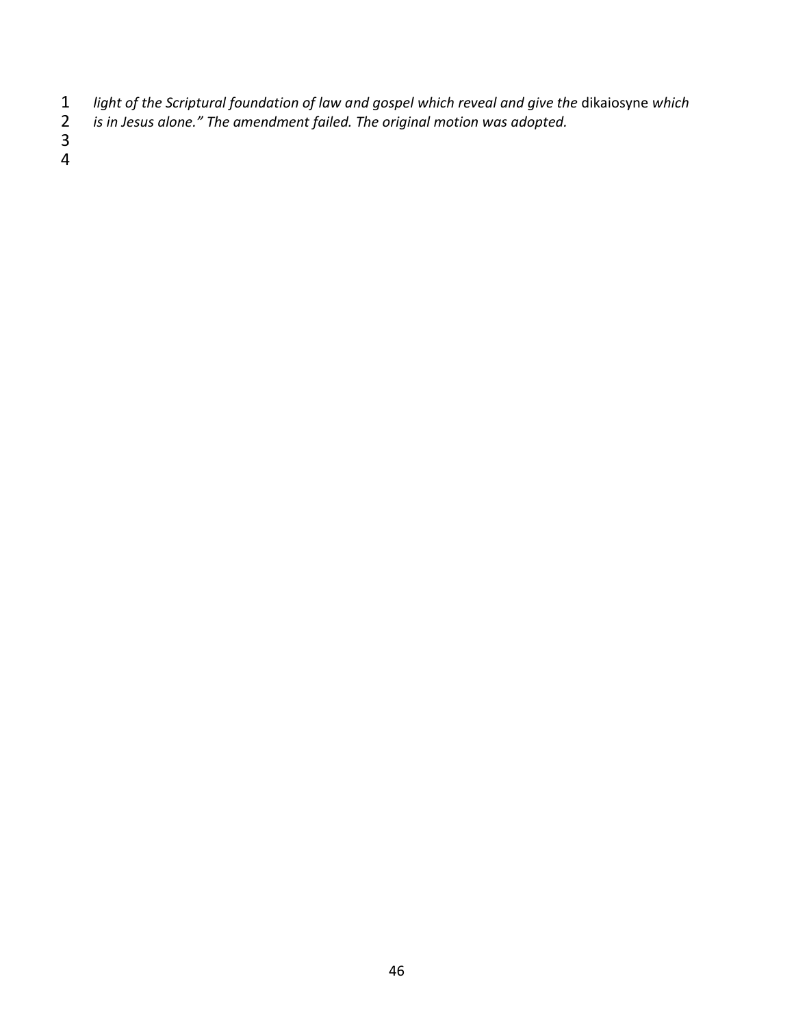*light of the Scriptural foundation of law and gospel which reveal and give the* dikaiosyne *which is in Jesus alone." The amendment failed. The original motion was adopted.*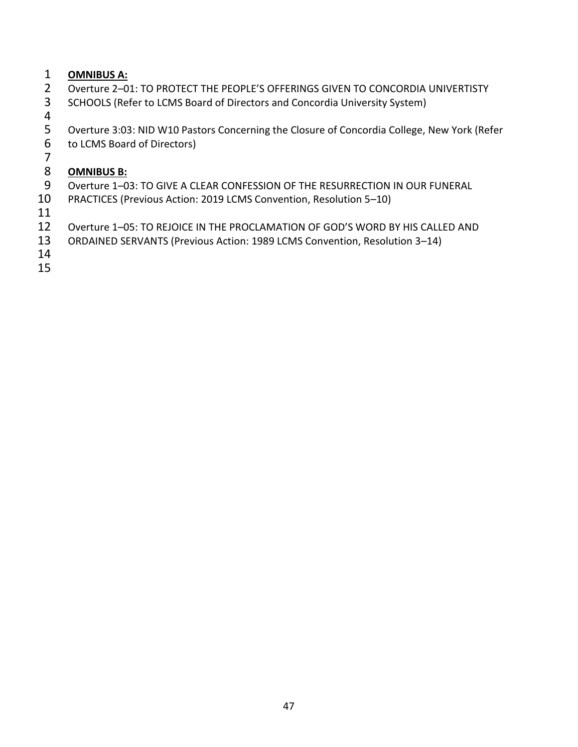**OMIBUS A:**

Overture 2–01: TO PROTECT THE PEOPLE'S OFFERINGS GIVEN TO CONCORDIA UNIVERTISTY SCHOOLS (Refer to LCMS Board of Directors and Concordia University System)

Overture 3:03: NID W10 Pastors Concerning the Closure of Concordia College, New York (Refer to LCMS Board of Directors)

**OMNIBUS B:**

Overture 1–03: TO GIVE A CLEAR CONFESSION OF THE RESURRECTION IN OUR FUNERAL PRACTICES (Previous Action: 2019 LCMS Convention, Resolution 5–10)

Overture 1–05: TO REJOICE IN THE PROCLAMATION OF GOD'S WORD BY HIS CALLED AND ORDAINED SERVANTS (Previous Action: 1989 LCMS Convention, Resolution 3–14)